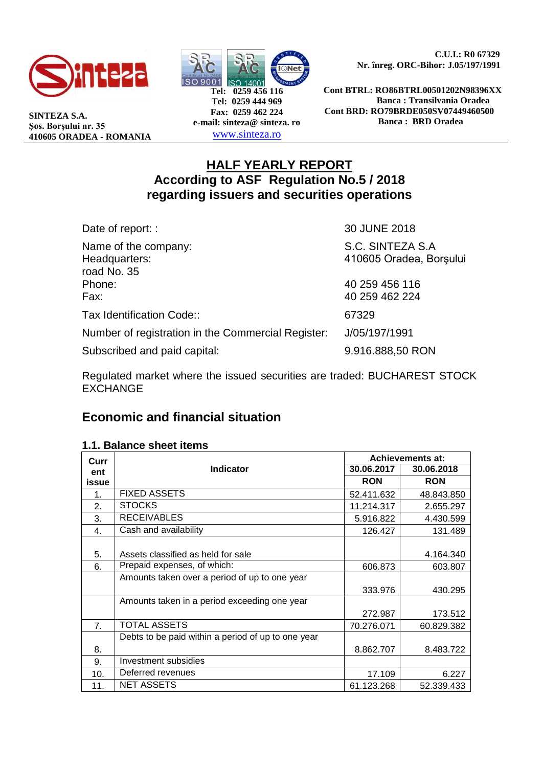SINTEZA S.A.
Şos. Borşului nr. 35
410605 ORADEA - ROMANIA

Tel: 0259 456 116
Tel: 0259 444 969
Fax: 0259 462 224
e-mail: sinteza@ sinteza. ro
www.sinteza.ro

C.U.I.: R0 67329
Nr. înreg. ORC-Bihor: J.05/197/1991

Cont BTRL: RO86BTRL00501202N98396XX
Banca : Transilvania Oradea
Cont BRD: RO79BRDE050SV07449460500
Banca : BRD Oradea

# HALF YEARLY REPORT
## According to ASF Regulation No.5 / 2018 regarding issuers and securities operations

| | |
|---|---|
| Date of report: : | 30 JUNE 2018 |
| Name of the company: | S.C. SINTEZA S.A |
| Headquarters: | 410605 Oradea, Borşului road No. 35 |
| Phone: | 40 259 456 116 |
| Fax: | 40 259 462 224 |
| Tax Identification Code:: | 67329 |
| Number of registration in the Commercial Register: | J/05/197/1991 |
| Subscribed and paid capital: | 9.916.888,50 RON |

Regulated market where the issued securities are traded: BUCHAREST STOCK EXCHANGE

## Economic and financial situation

### 1.1. Balance sheet items

| Current issue | Indicator | Achievements at: | |
|---|---|---|---|
| | | 30.06.2017 | 30.06.2018 |
| | | RON | RON |
| 1. | FIXED ASSETS | 52.411.632 | 48.843.850 |
| 2. | STOCKS | 11.214.317 | 2.655.297 |
| 3. | RECEIVABLES | 5.916.822 | 4.430.599 |
| 4. | Cash and availability | 126.427 | 131.489 |
| 5. | Assets classified as held for sale | | 4.164.340 |
| 6. | Prepaid expenses, of which: | 606.873 | 603.807 |
| | Amounts taken over a period of up to one year | 333.976 | 430.295 |
| | Amounts taken in a period exceeding one year | 272.987 | 173.512 |
| 7. | TOTAL ASSETS | 70.276.071 | 60.829.382 |
| 8. | Debts to be paid within a period of up to one year | 8.862.707 | 8.483.722 |
| 9. | Investment subsidies | | |
| 10. | Deferred revenues | 17.109 | 6.227 |
| 11. | NET ASSETS | 61.123.268 | 52.339.433 |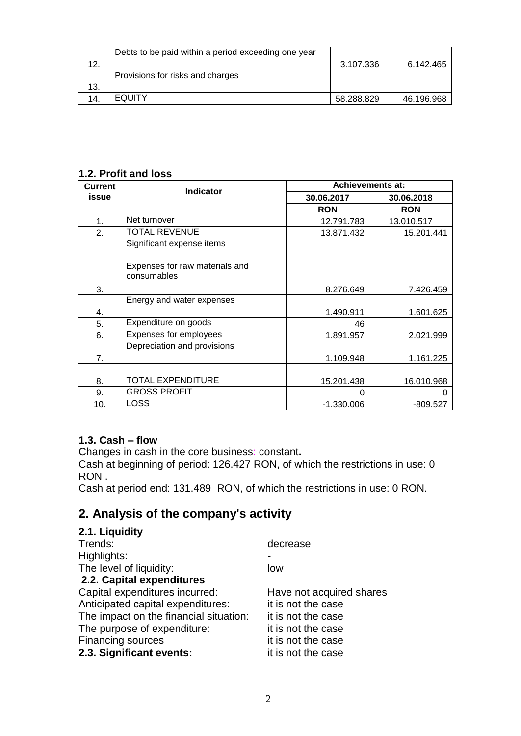| 12. | Debts to be paid within a period exceeding one year | 3.107.336 | 6.142.465 |
|---|---|---|---|
| 13. | Provisions for risks and charges | | |
| 14. | EQUITY | 58.288.829 | 46.196.968 |

**1.2. Profit and loss**

| Current issue | Indicator | Achievements at: | |
|---|---|---|---|
| | | 30.06.2017 | 30.06.2018 |
| | | RON | RON |
| 1. | Net turnover | 12.791.783 | 13.010.517 |
| 2. | TOTAL REVENUE | 13.871.432 | 15.201.441 |
| | Significant expense items | | |
| 3. | Expenses for raw materials and consumables | 8.276.649 | 7.426.459 |
| 4. | Energy and water expenses | 1.490.911 | 1.601.625 |
| 5. | Expenditure on goods | 46 | |
| 6. | Expenses for employees | 1.891.957 | 2.021.999 |
| 7. | Depreciation and provisions | 1.109.948 | 1.161.225 |
| | | | |
| 8. | TOTAL EXPENDITURE | 15.201.438 | 16.010.968 |
| 9. | GROSS PROFIT | 0 | 0 |
| 10. | LOSS | -1.330.006 | -809.527 |

**1.3. Cash – flow**

Changes in cash in the core business: constant**.**

Cash at beginning of period: 126.427 RON, of which the restrictions in use: 0 RON .

Cash at period end: 131.489 RON, of which the restrictions in use: 0 RON.

## 2. Analysis of the company's activity

**2.1. Liquidity**

Trends: decrease

Highlights: -

The level of liquidity: low

**2.2. Capital expenditures**

Capital expenditures incurred: Have not acquired shares

Anticipated capital expenditures: it is not the case

The impact on the financial situation: it is not the case

The purpose of expenditure: it is not the case

Financing sources it is not the case

**2.3. Significant events:** it is not the case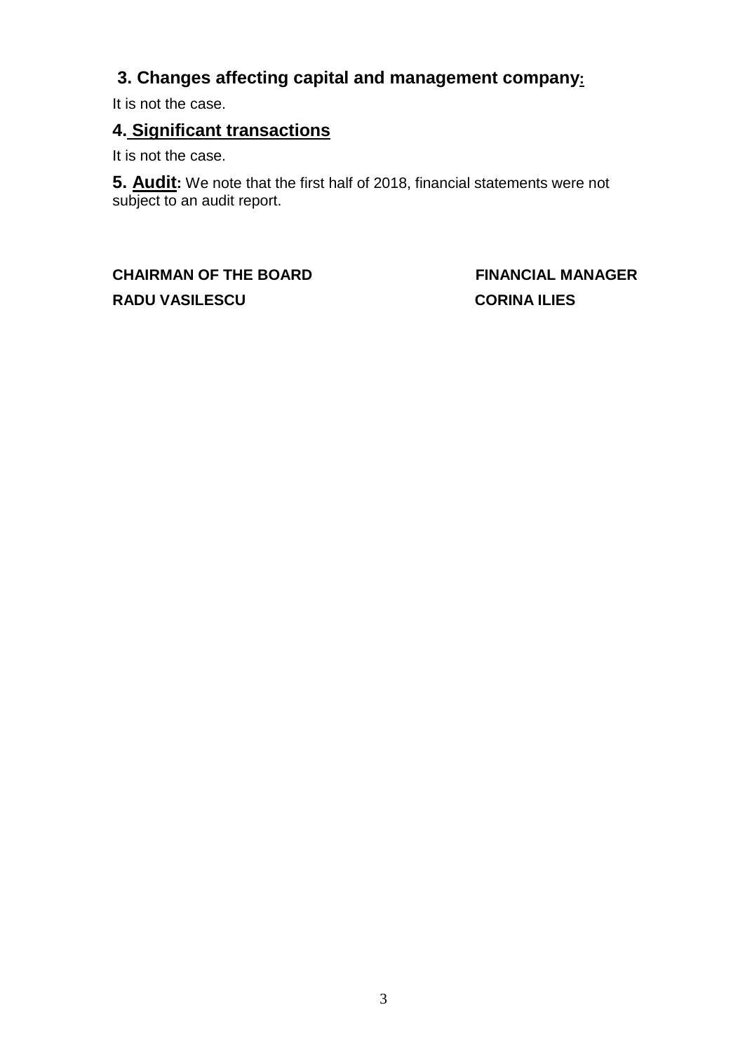## 3. Changes affecting capital and management company:

It is not the case.

## 4. Significant transactions

It is not the case.

**5. Audit:** We note that the first half of 2018, financial statements were not subject to an audit report.

**CHAIRMAN OF THE BOARD**
**RADU VASILESCU**

**FINANCIAL MANAGER**
**CORINA ILIES**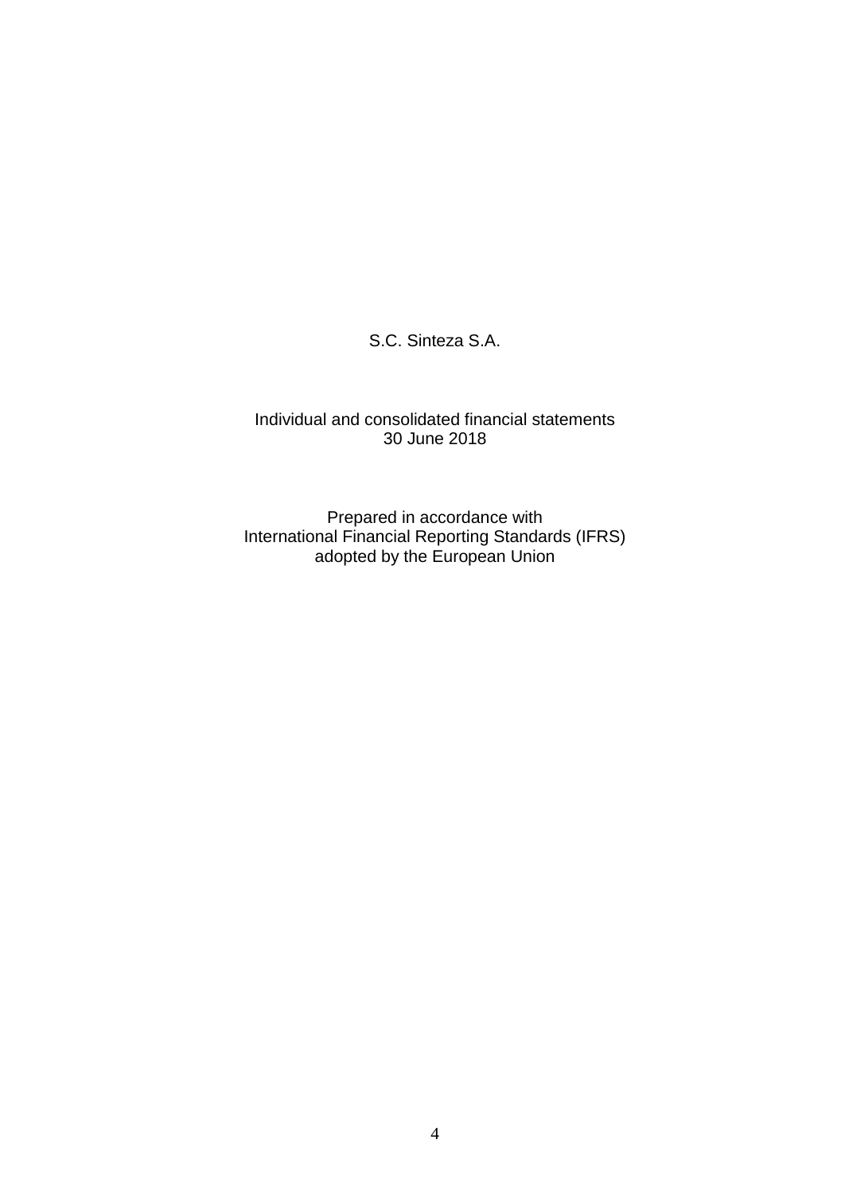S.C. Sinteza S.A.

Individual and consolidated financial statements
30 June 2018

Prepared in accordance with
International Financial Reporting Standards (IFRS)
adopted by the European Union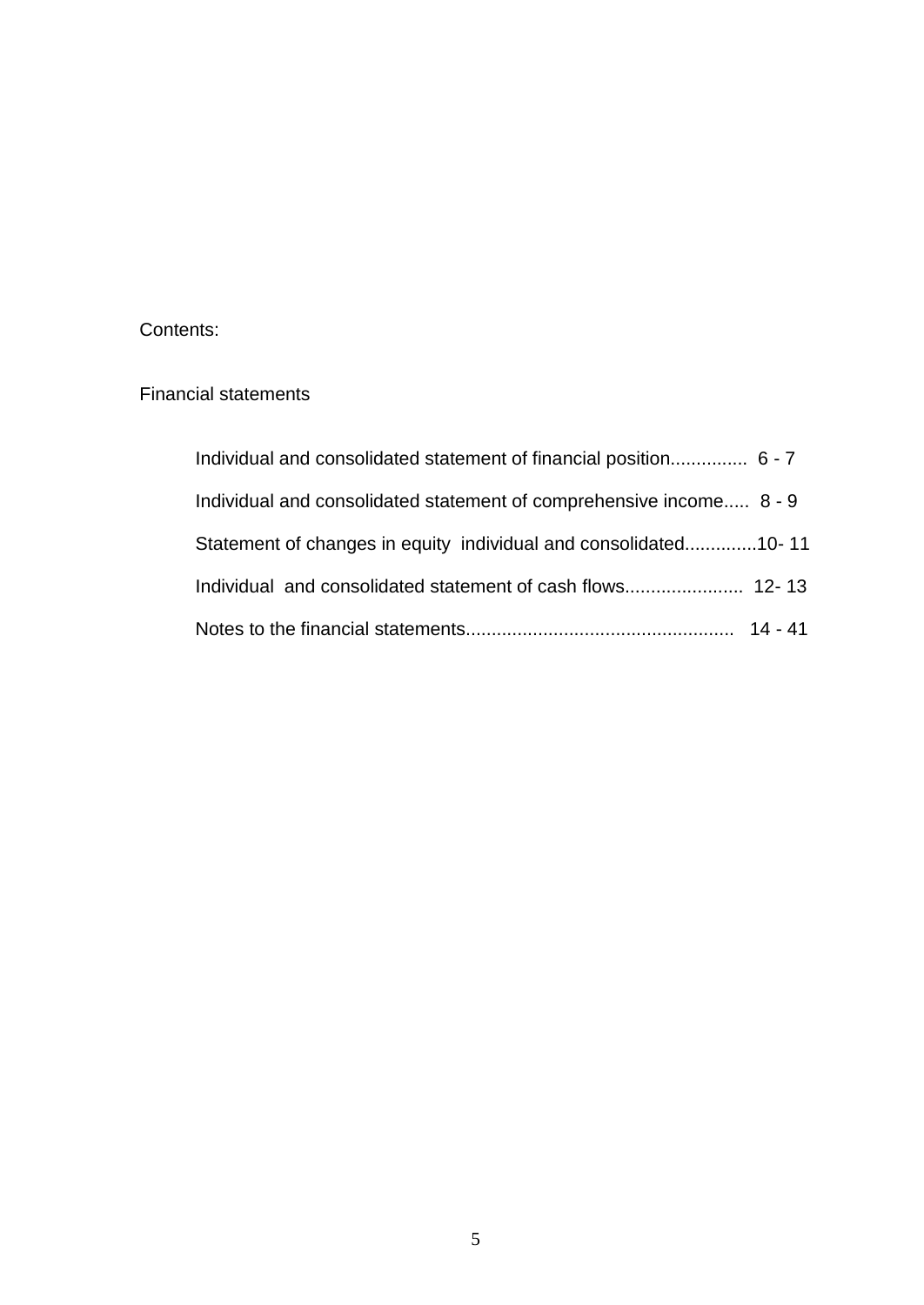Contents:

Financial statements

Individual and consolidated statement of financial position.............. 6 - 7

Individual and consolidated statement of comprehensive income..... 8 - 9

Statement of changes in equity individual and consolidated..............10- 11

Individual and consolidated statement of cash flows...................... 12- 13

Notes to the financial statements.................................................. 14 - 41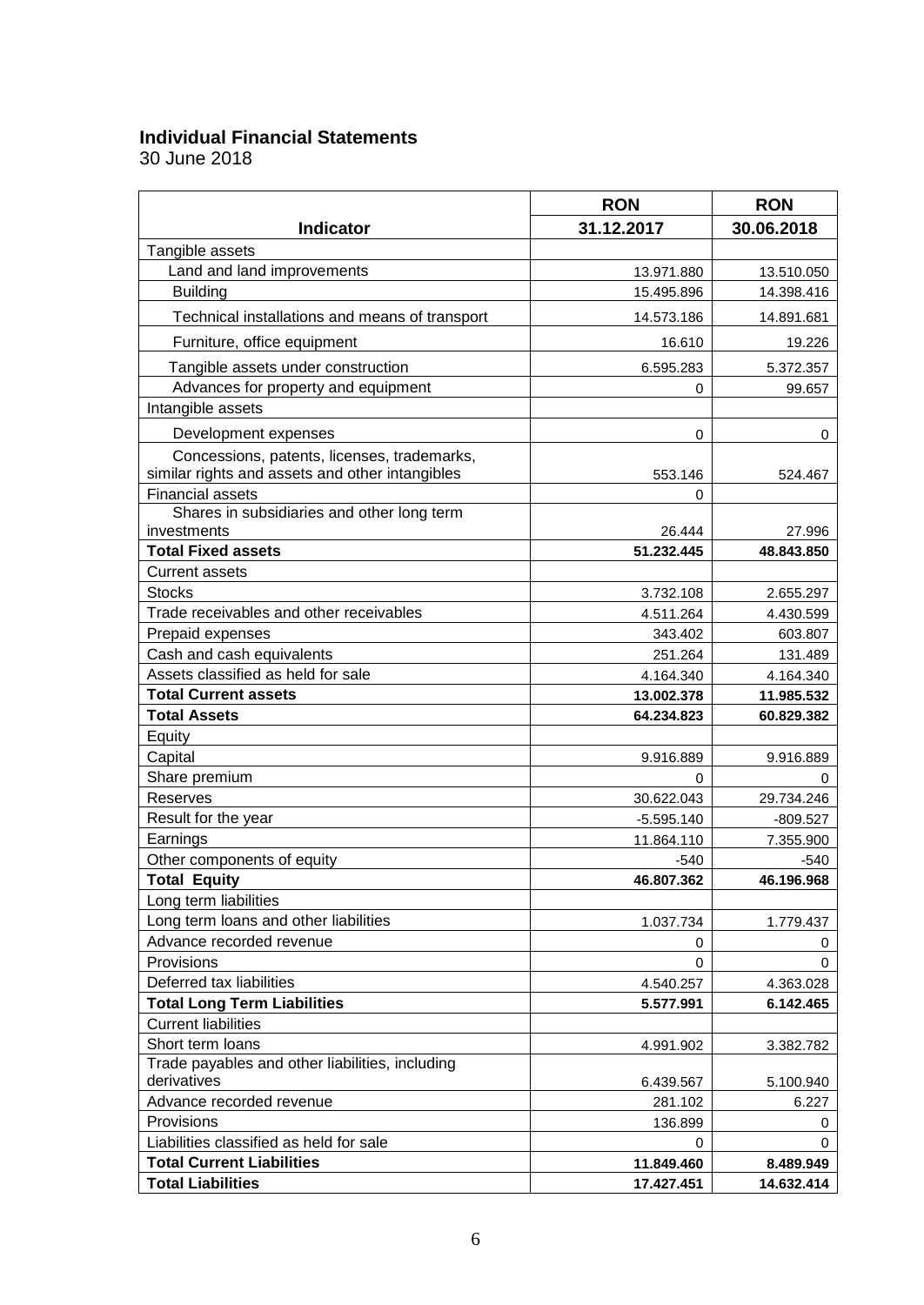**Individual Financial Statements**

30 June 2018

| Indicator | RON<br>31.12.2017 | RON<br>30.06.2018 |
|---|---|---|
| Tangible assets | | |
| Land and land improvements | 13.971.880 | 13.510.050 |
| Building | 15.495.896 | 14.398.416 |
| Technical installations and means of transport | 14.573.186 | 14.891.681 |
| Furniture, office equipment | 16.610 | 19.226 |
| Tangible assets under construction | 6.595.283 | 5.372.357 |
| Advances for property and equipment | 0 | 99.657 |
| Intangible assets | | |
| Development expenses | 0 | 0 |
| Concessions, patents, licenses, trademarks, similar rights and assets and other intangibles | 553.146 | 524.467 |
| Financial assets | 0 | |
| Shares in subsidiaries and other long term investments | 26.444 | 27.996 |
| **Total Fixed assets** | **51.232.445** | **48.843.850** |
| Current assets | | |
| Stocks | 3.732.108 | 2.655.297 |
| Trade receivables and other receivables | 4.511.264 | 4.430.599 |
| Prepaid expenses | 343.402 | 603.807 |
| Cash and cash equivalents | 251.264 | 131.489 |
| Assets classified as held for sale | 4.164.340 | 4.164.340 |
| **Total Current assets** | **13.002.378** | **11.985.532** |
| **Total Assets** | **64.234.823** | **60.829.382** |
| Equity | | |
| Capital | 9.916.889 | 9.916.889 |
| Share premium | 0 | 0 |
| Reserves | 30.622.043 | 29.734.246 |
| Result for the year | -5.595.140 | -809.527 |
| Earnings | 11.864.110 | 7.355.900 |
| Other components of equity | -540 | -540 |
| **Total Equity** | **46.807.362** | **46.196.968** |
| Long term liabilities | | |
| Long term loans and other liabilities | 1.037.734 | 1.779.437 |
| Advance recorded revenue | 0 | 0 |
| Provisions | 0 | 0 |
| Deferred tax liabilities | 4.540.257 | 4.363.028 |
| **Total Long Term Liabilities** | **5.577.991** | **6.142.465** |
| Current liabilities | | |
| Short term loans | 4.991.902 | 3.382.782 |
| Trade payables and other liabilities, including derivatives | 6.439.567 | 5.100.940 |
| Advance recorded revenue | 281.102 | 6.227 |
| Provisions | 136.899 | 0 |
| Liabilities classified as held for sale | 0 | 0 |
| **Total Current Liabilities** | **11.849.460** | **8.489.949** |
| **Total Liabilities** | **17.427.451** | **14.632.414** |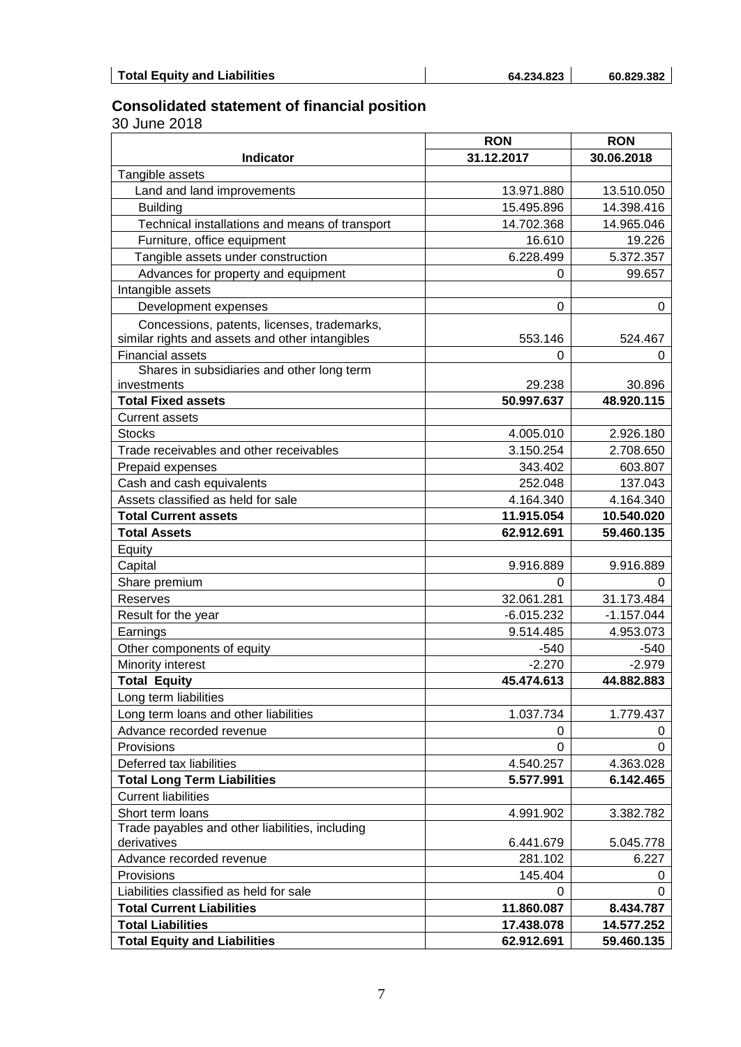| Total Equity and Liabilities | 64.234.823 | 60.829.382 |
|---|---|---|

## Consolidated statement of financial position

30 June 2018

| | RON | RON |
|---|---|---|
| **Indicator** | **31.12.2017** | **30.06.2018** |
| Tangible assets | | |
| Land and land improvements | 13.971.880 | 13.510.050 |
| Building | 15.495.896 | 14.398.416 |
| Technical installations and means of transport | 14.702.368 | 14.965.046 |
| Furniture, office equipment | 16.610 | 19.226 |
| Tangible assets under construction | 6.228.499 | 5.372.357 |
| Advances for property and equipment | 0 | 99.657 |
| Intangible assets | | |
| Development expenses | 0 | 0 |
| Concessions, patents, licenses, trademarks, similar rights and assets and other intangibles | 553.146 | 524.467 |
| Financial assets | 0 | 0 |
| Shares in subsidiaries and other long term investments | 29.238 | 30.896 |
| **Total Fixed assets** | **50.997.637** | **48.920.115** |
| Current assets | | |
| Stocks | 4.005.010 | 2.926.180 |
| Trade receivables and other receivables | 3.150.254 | 2.708.650 |
| Prepaid expenses | 343.402 | 603.807 |
| Cash and cash equivalents | 252.048 | 137.043 |
| Assets classified as held for sale | 4.164.340 | 4.164.340 |
| **Total Current assets** | **11.915.054** | **10.540.020** |
| **Total Assets** | **62.912.691** | **59.460.135** |
| Equity | | |
| Capital | 9.916.889 | 9.916.889 |
| Share premium | 0 | 0 |
| Reserves | 32.061.281 | 31.173.484 |
| Result for the year | -6.015.232 | -1.157.044 |
| Earnings | 9.514.485 | 4.953.073 |
| Other components of equity | -540 | -540 |
| Minority interest | -2.270 | -2.979 |
| **Total Equity** | **45.474.613** | **44.882.883** |
| Long term liabilities | | |
| Long term loans and other liabilities | 1.037.734 | 1.779.437 |
| Advance recorded revenue | 0 | 0 |
| Provisions | 0 | 0 |
| Deferred tax liabilities | 4.540.257 | 4.363.028 |
| **Total Long Term Liabilities** | **5.577.991** | **6.142.465** |
| Current liabilities | | |
| Short term loans | 4.991.902 | 3.382.782 |
| Trade payables and other liabilities, including derivatives | 6.441.679 | 5.045.778 |
| Advance recorded revenue | 281.102 | 6.227 |
| Provisions | 145.404 | 0 |
| Liabilities classified as held for sale | 0 | 0 |
| **Total Current Liabilities** | **11.860.087** | **8.434.787** |
| **Total Liabilities** | **17.438.078** | **14.577.252** |
| **Total Equity and Liabilities** | **62.912.691** | **59.460.135** |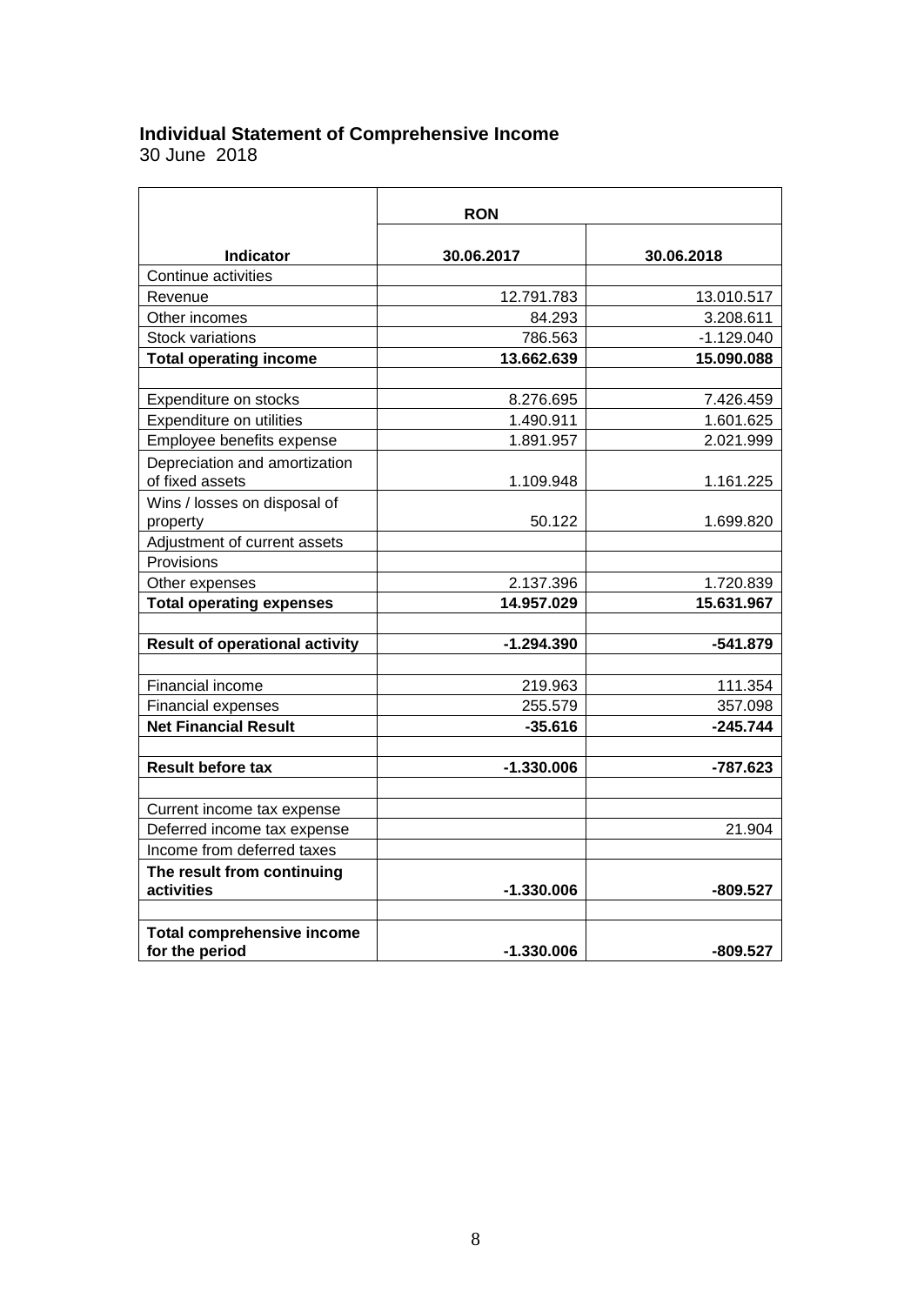## Individual Statement of Comprehensive Income

30 June 2018

| Indicator | RON | |
|---|---|---|
| | 30.06.2017 | 30.06.2018 |
| Continue activities | | |
| Revenue | 12.791.783 | 13.010.517 |
| Other incomes | 84.293 | 3.208.611 |
| Stock variations | 786.563 | -1.129.040 |
| **Total operating income** | **13.662.639** | **15.090.088** |
| | | |
| Expenditure on stocks | 8.276.695 | 7.426.459 |
| Expenditure on utilities | 1.490.911 | 1.601.625 |
| Employee benefits expense | 1.891.957 | 2.021.999 |
| Depreciation and amortization of fixed assets | 1.109.948 | 1.161.225 |
| Wins / losses on disposal of property | 50.122 | 1.699.820 |
| Adjustment of current assets | | |
| Provisions | | |
| Other expenses | 2.137.396 | 1.720.839 |
| **Total operating expenses** | **14.957.029** | **15.631.967** |
| | | |
| **Result of operational activity** | **-1.294.390** | **-541.879** |
| | | |
| Financial income | 219.963 | 111.354 |
| Financial expenses | 255.579 | 357.098 |
| **Net Financial Result** | **-35.616** | **-245.744** |
| | | |
| **Result before tax** | **-1.330.006** | **-787.623** |
| | | |
| Current income tax expense | | |
| Deferred income tax expense | | 21.904 |
| Income from deferred taxes | | |
| **The result from continuing activities** | **-1.330.006** | **-809.527** |
| | | |
| **Total comprehensive income for the period** | **-1.330.006** | **-809.527** |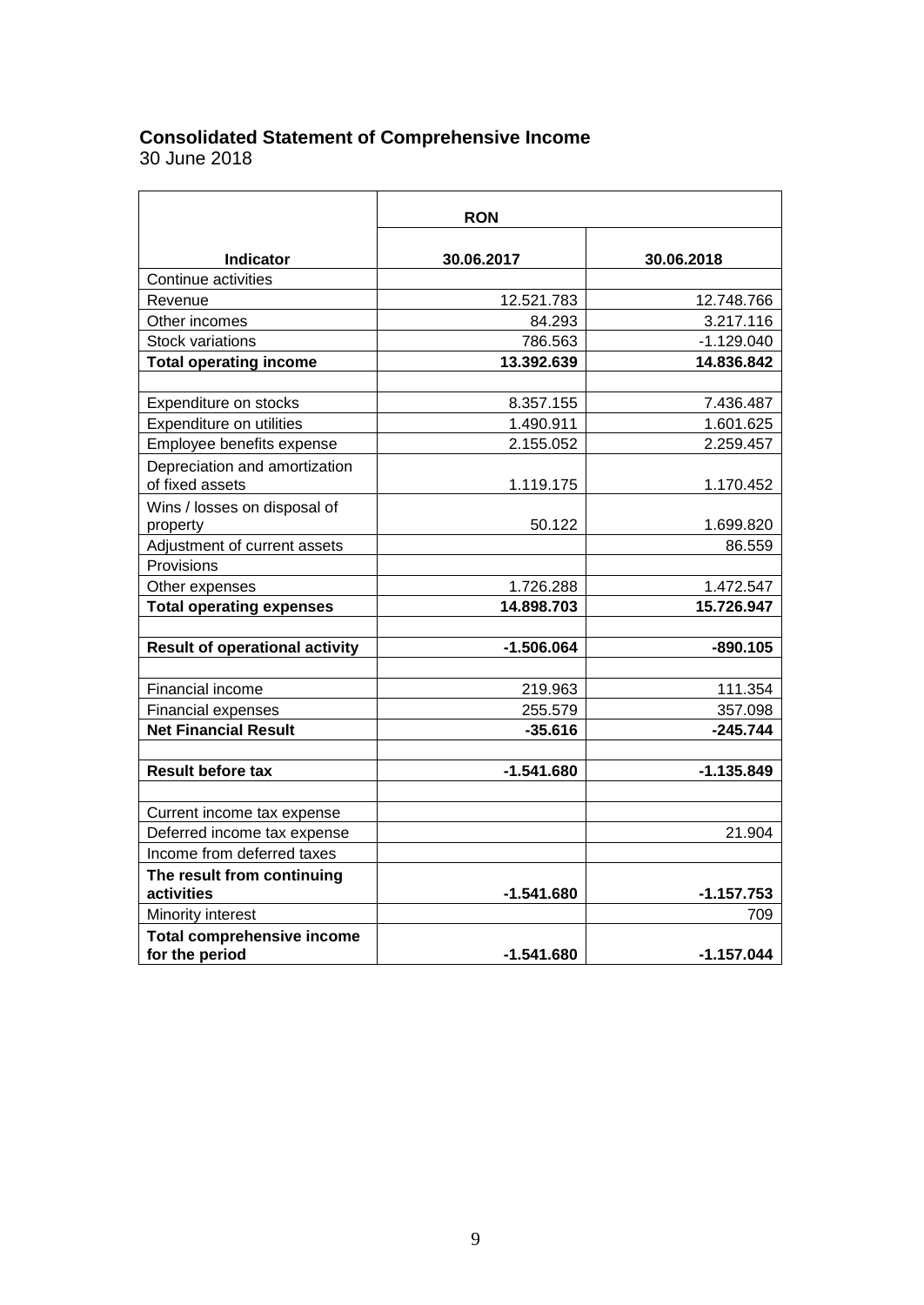## Consolidated Statement of Comprehensive Income

30 June 2018

| Indicator | RON 30.06.2017 | 30.06.2018 |
|---|---|---|
| Continue activities | | |
| Revenue | 12.521.783 | 12.748.766 |
| Other incomes | 84.293 | 3.217.116 |
| Stock variations | 786.563 | -1.129.040 |
| **Total operating income** | **13.392.639** | **14.836.842** |
| | | |
| Expenditure on stocks | 8.357.155 | 7.436.487 |
| Expenditure on utilities | 1.490.911 | 1.601.625 |
| Employee benefits expense | 2.155.052 | 2.259.457 |
| Depreciation and amortization of fixed assets | 1.119.175 | 1.170.452 |
| Wins / losses on disposal of property | 50.122 | 1.699.820 |
| Adjustment of current assets | | 86.559 |
| Provisions | | |
| Other expenses | 1.726.288 | 1.472.547 |
| **Total operating expenses** | **14.898.703** | **15.726.947** |
| | | |
| **Result of operational activity** | **-1.506.064** | **-890.105** |
| | | |
| Financial income | 219.963 | 111.354 |
| Financial expenses | 255.579 | 357.098 |
| **Net Financial Result** | **-35.616** | **-245.744** |
| | | |
| **Result before tax** | **-1.541.680** | **-1.135.849** |
| | | |
| Current income tax expense | | |
| Deferred income tax expense | | 21.904 |
| Income from deferred taxes | | |
| **The result from continuing activities** | **-1.541.680** | **-1.157.753** |
| Minority interest | | 709 |
| **Total comprehensive income for the period** | **-1.541.680** | **-1.157.044** |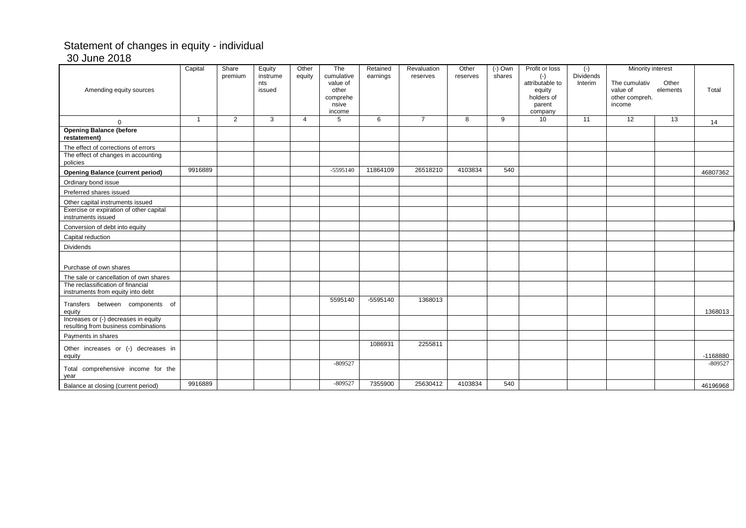# Statement of changes in equity - individual

30 June 2018

| Amending equity sources | Capital | Share premium | Equity instruments issued | Other equity | The cumulative value of other comprehensive income | Retained earnings | Revaluation reserves | Other reserves | (-) Own shares | Profit or loss (-) attributable to equity holders of parent company | (-) Dividends Interim | Minority interest | | Total |
|---|---|---|---|---|---|---|---|---|---|---|---|---|---|---|
| | | | | | | | | | | | | The cumulativ value of other compreh. income | Other elements | |
| 0 | 1 | 2 | 3 | 4 | 5 | 6 | 7 | 8 | 9 | 10 | 11 | 12 | 13 | 14 |
| **Opening Balance (before restatement)** | | | | | | | | | | | | | | |
| The effect of corrections of errors | | | | | | | | | | | | | | |
| The effect of changes in accounting policies | | | | | | | | | | | | | | |
| **Opening Balance (current period)** | 9916889 | | | | -5595140 | 11864109 | 26518210 | 4103834 | 540 | | | | | 46807362 |
| Ordinary bond issue | | | | | | | | | | | | | | |
| Preferred shares issued | | | | | | | | | | | | | | |
| Other capital instruments issued | | | | | | | | | | | | | | |
| Exercise or expiration of other capital instruments issued | | | | | | | | | | | | | | |
| Conversion of debt into equity | | | | | | | | | | | | | | |
| Capital reduction | | | | | | | | | | | | | | |
| Dividends | | | | | | | | | | | | | | |
| Purchase of own shares | | | | | | | | | | | | | | |
| The sale or cancellation of own shares | | | | | | | | | | | | | | |
| The reclassification of financial instruments from equity into debt | | | | | | | | | | | | | | |
| Transfers between components of equity | | | | | 5595140 | -5595140 | 1368013 | | | | | | | 1368013 |
| Increases or (-) decreases in equity resulting from business combinations | | | | | | | | | | | | | | |
| Payments in shares | | | | | | | | | | | | | | |
| Other increases or (-) decreases in equity | | | | | | 1086931 | 2255811 | | | | | | | -1168880 |
| Total comprehensive income for the year | | | | | -809527 | | | | | | | | | -809527 |
| Balance at closing (current period) | 9916889 | | | | -809527 | 7355900 | 25630412 | 4103834 | 540 | | | | | 46196968 |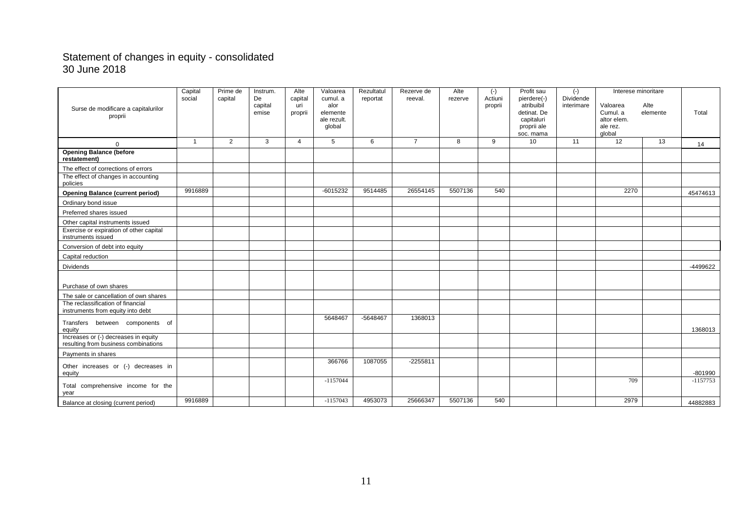# Statement of changes in equity - consolidated
30 June 2018

| Surse de modificare a capitalurilor proprii | Capital social | Prime de capital | Instrum. De capital emise | Alte capital uri proprii | Valoarea cumul. a alor elemente ale rezult. global | Rezultatul reportat | Rezerve de reeval. | Alte rezerve | (-) Actiuni proprii | Profit sau pierdere(-) atribuibil detinat. De capitaluri proprii ale soc. mama | (-) Dividende interimare | Interese minoritare | | Total |
|---|---|---|---|---|---|---|---|---|---|---|---|---|---|---|
| | | | | | | | | | | | | Valoarea Cumul. a altor elem. ale rez. global | Alte elemente | |
| 0 | 1 | 2 | 3 | 4 | 5 | 6 | 7 | 8 | 9 | 10 | 11 | 12 | 13 | 14 |
| **Opening Balance (before restatement)** | | | | | | | | | | | | | | |
| The effect of corrections of errors | | | | | | | | | | | | | | |
| The effect of changes in accounting policies | | | | | | | | | | | | | | |
| **Opening Balance (current period)** | 9916889 | | | | -6015232 | 9514485 | 26554145 | 5507136 | 540 | | | 2270 | | 45474613 |
| Ordinary bond issue | | | | | | | | | | | | | | |
| Preferred shares issued | | | | | | | | | | | | | | |
| Other capital instruments issued | | | | | | | | | | | | | | |
| Exercise or expiration of other capital instruments issued | | | | | | | | | | | | | | |
| Conversion of debt into equity | | | | | | | | | | | | | | |
| Capital reduction | | | | | | | | | | | | | | |
| Dividends | | | | | | | | | | | | | | -4499622 |
| Purchase of own shares | | | | | | | | | | | | | | |
| The sale or cancellation of own shares | | | | | | | | | | | | | | |
| The reclassification of financial instruments from equity into debt | | | | | | | | | | | | | | |
| Transfers between components of equity | | | | | 5648467 | -5648467 | 1368013 | | | | | | | 1368013 |
| Increases or (-) decreases in equity resulting from business combinations | | | | | | | | | | | | | | |
| Payments in shares | | | | | | | | | | | | | | |
| Other increases or (-) decreases in equity | | | | | 366766 | 1087055 | -2255811 | | | | | | | -801990 |
| Total comprehensive income for the year | | | | | -1157044 | | | | | | | 709 | | -1157753 |
| Balance at closing (current period) | 9916889 | | | | -1157043 | 4953073 | 25666347 | 5507136 | 540 | | | 2979 | | 44882883 |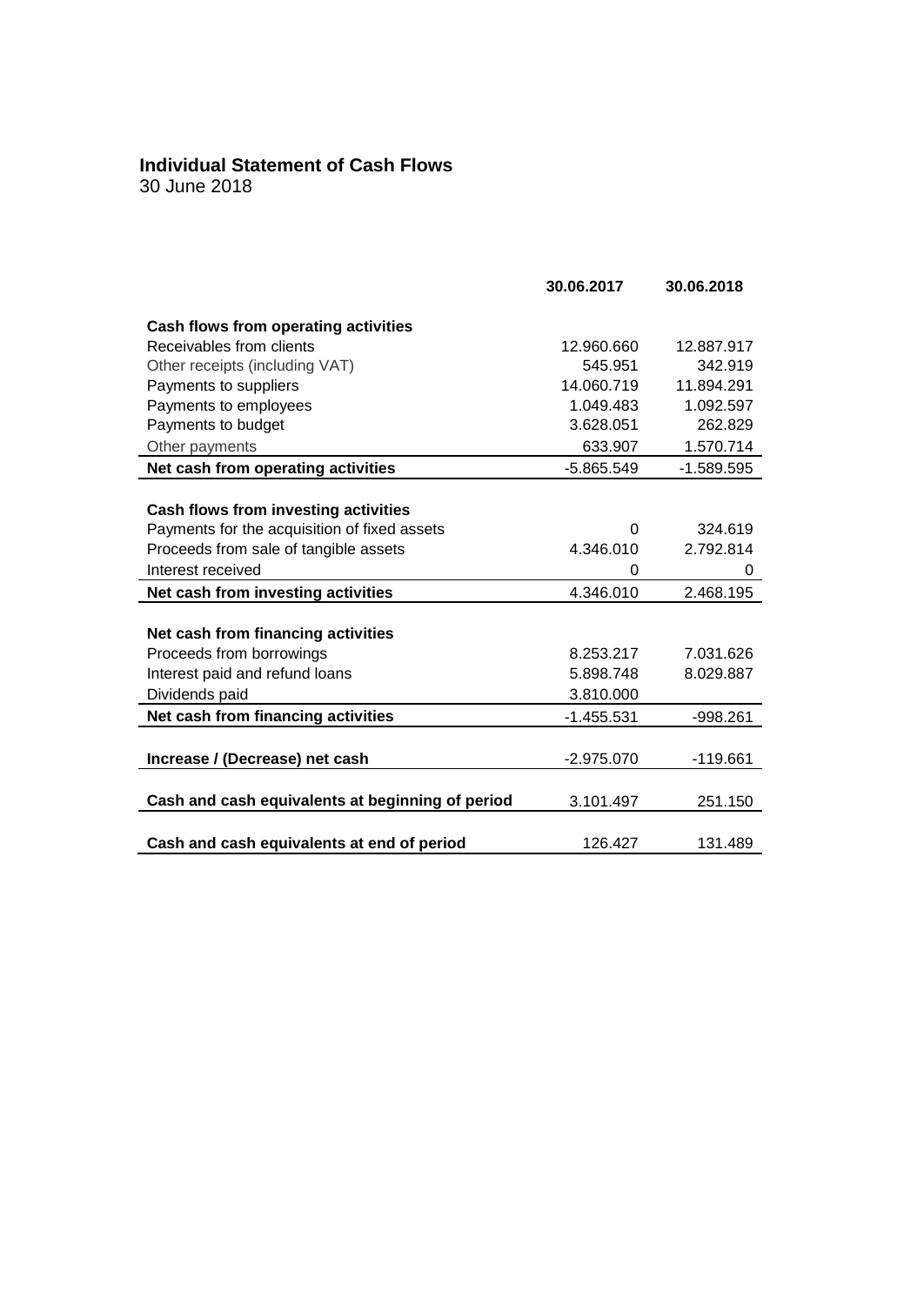# Individual Statement of Cash Flows

30 June 2018

| | 30.06.2017 | 30.06.2018 |
|---|---|---|
| **Cash flows from operating activities** | | |
| Receivables from clients | 12.960.660 | 12.887.917 |
| Other receipts (including VAT) | 545.951 | 342.919 |
| Payments to suppliers | 14.060.719 | 11.894.291 |
| Payments to employees | 1.049.483 | 1.092.597 |
| Payments to budget | 3.628.051 | 262.829 |
| Other payments | 633.907 | 1.570.714 |
| **Net cash from operating activities** | -5.865.549 | -1.589.595 |
| | | |
| **Cash flows from investing activities** | | |
| Payments for the acquisition of fixed assets | 0 | 324.619 |
| Proceeds from sale of tangible assets | 4.346.010 | 2.792.814 |
| Interest received | 0 | 0 |
| **Net cash from investing activities** | 4.346.010 | 2.468.195 |
| | | |
| **Net cash from financing activities** | | |
| Proceeds from borrowings | 8.253.217 | 7.031.626 |
| Interest paid and refund loans | 5.898.748 | 8.029.887 |
| Dividends paid | 3.810.000 | |
| **Net cash from financing activities** | -1.455.531 | -998.261 |
| | | |
| **Increase / (Decrease) net cash** | -2.975.070 | -119.661 |
| | | |
| **Cash and cash equivalents at beginning of period** | 3.101.497 | 251.150 |
| | | |
| **Cash and cash equivalents at end of period** | 126.427 | 131.489 |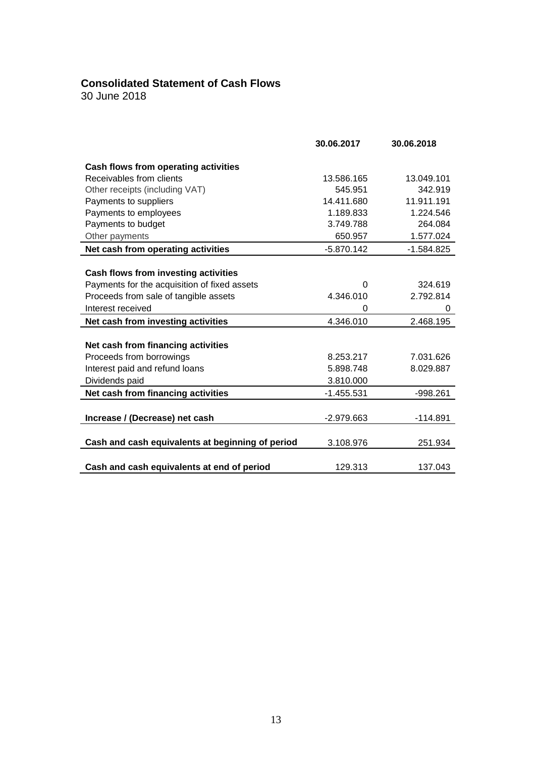## Consolidated Statement of Cash Flows

30 June 2018

| | 30.06.2017 | 30.06.2018 |
|---|---|---|
| **Cash flows from operating activities** | | |
| Receivables from clients | 13.586.165 | 13.049.101 |
| Other receipts (including VAT) | 545.951 | 342.919 |
| Payments to suppliers | 14.411.680 | 11.911.191 |
| Payments to employees | 1.189.833 | 1.224.546 |
| Payments to budget | 3.749.788 | 264.084 |
| Other payments | 650.957 | 1.577.024 |
| **Net cash from operating activities** | -5.870.142 | -1.584.825 |
| **Cash flows from investing activities** | | |
| Payments for the acquisition of fixed assets | 0 | 324.619 |
| Proceeds from sale of tangible assets | 4.346.010 | 2.792.814 |
| Interest received | 0 | 0 |
| **Net cash from investing activities** | 4.346.010 | 2.468.195 |
| **Net cash from financing activities** | | |
| Proceeds from borrowings | 8.253.217 | 7.031.626 |
| Interest paid and refund loans | 5.898.748 | 8.029.887 |
| Dividends paid | 3.810.000 | |
| **Net cash from financing activities** | -1.455.531 | -998.261 |
| **Increase / (Decrease) net cash** | -2.979.663 | -114.891 |
| **Cash and cash equivalents at beginning of period** | 3.108.976 | 251.934 |
| **Cash and cash equivalents at end of period** | 129.313 | 137.043 |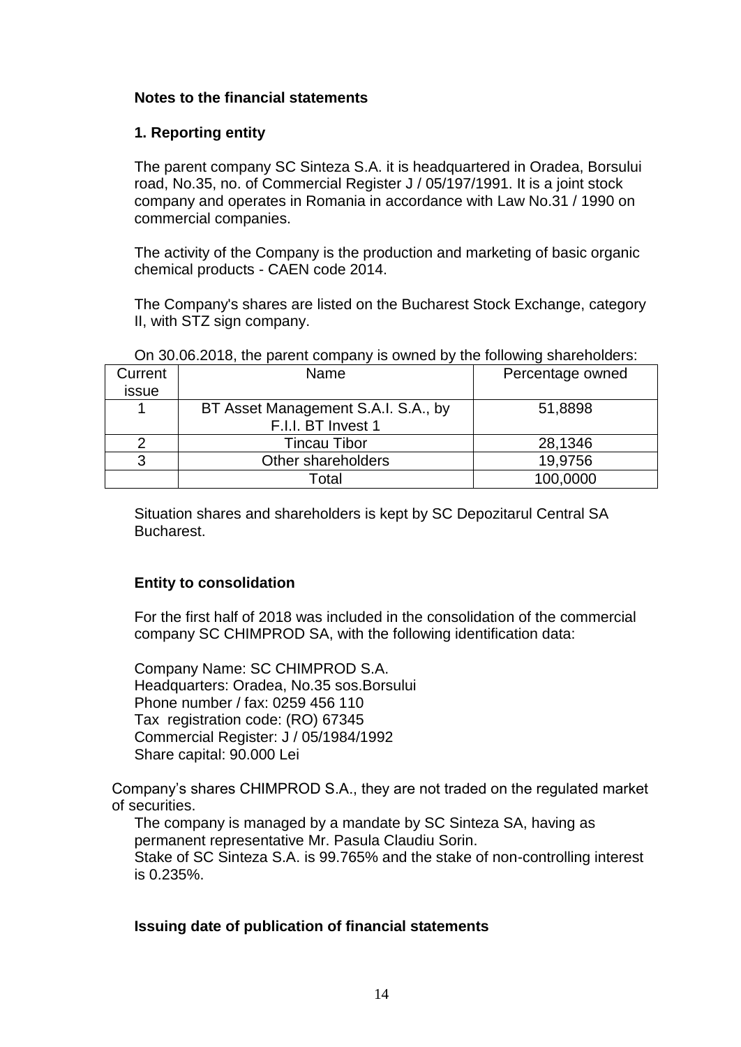## Notes to the financial statements

### 1. Reporting entity

The parent company SC Sinteza S.A. it is headquartered in Oradea, Borsului road, No.35, no. of Commercial Register J / 05/197/1991. It is a joint stock company and operates in Romania in accordance with Law No.31 / 1990 on commercial companies.

The activity of the Company is the production and marketing of basic organic chemical products - CAEN code 2014.

The Company's shares are listed on the Bucharest Stock Exchange, category II, with STZ sign company.

On 30.06.2018, the parent company is owned by the following shareholders:

| Current issue | Name | Percentage owned |
|---|---|---|
| 1 | BT Asset Management S.A.I. S.A., by F.I.I. BT Invest 1 | 51,8898 |
| 2 | Tincau Tibor | 28,1346 |
| 3 | Other shareholders | 19,9756 |
| | Total | 100,0000 |

Situation shares and shareholders is kept by SC Depozitarul Central SA Bucharest.

### Entity to consolidation

For the first half of 2018 was included in the consolidation of the commercial company SC CHIMPROD SA, with the following identification data:

Company Name: SC CHIMPROD S.A.
Headquarters: Oradea, No.35 sos.Borsului
Phone number / fax: 0259 456 110
Tax registration code: (RO) 67345
Commercial Register: J / 05/1984/1992
Share capital: 90.000 Lei

Company's shares CHIMPROD S.A., they are not traded on the regulated market of securities.
The company is managed by a mandate by SC Sinteza SA, having as permanent representative Mr. Pasula Claudiu Sorin.
Stake of SC Sinteza S.A. is 99.765% and the stake of non-controlling interest is 0.235%.

### Issuing date of publication of financial statements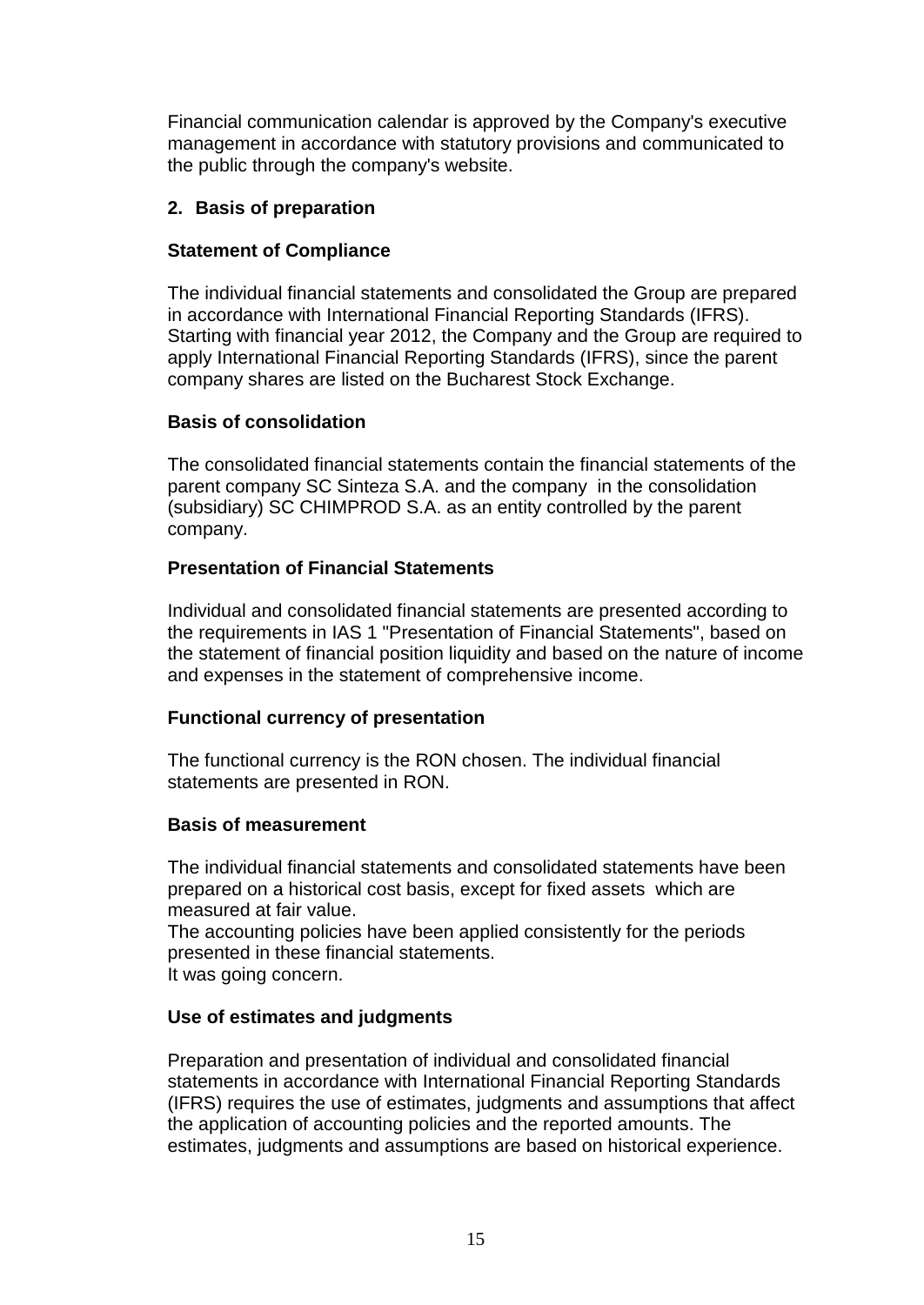Financial communication calendar is approved by the Company's executive management in accordance with statutory provisions and communicated to the public through the company's website.

## 2. Basis of preparation

### Statement of Compliance

The individual financial statements and consolidated the Group are prepared in accordance with International Financial Reporting Standards (IFRS). Starting with financial year 2012, the Company and the Group are required to apply International Financial Reporting Standards (IFRS), since the parent company shares are listed on the Bucharest Stock Exchange.

### Basis of consolidation

The consolidated financial statements contain the financial statements of the parent company SC Sinteza S.A. and the company in the consolidation (subsidiary) SC CHIMPROD S.A. as an entity controlled by the parent company.

### Presentation of Financial Statements

Individual and consolidated financial statements are presented according to the requirements in IAS 1 "Presentation of Financial Statements", based on the statement of financial position liquidity and based on the nature of income and expenses in the statement of comprehensive income.

### Functional currency of presentation

The functional currency is the RON chosen. The individual financial statements are presented in RON.

### Basis of measurement

The individual financial statements and consolidated statements have been prepared on a historical cost basis, except for fixed assets which are measured at fair value.
The accounting policies have been applied consistently for the periods presented in these financial statements.
It was going concern.

### Use of estimates and judgments

Preparation and presentation of individual and consolidated financial statements in accordance with International Financial Reporting Standards (IFRS) requires the use of estimates, judgments and assumptions that affect the application of accounting policies and the reported amounts. The estimates, judgments and assumptions are based on historical experience.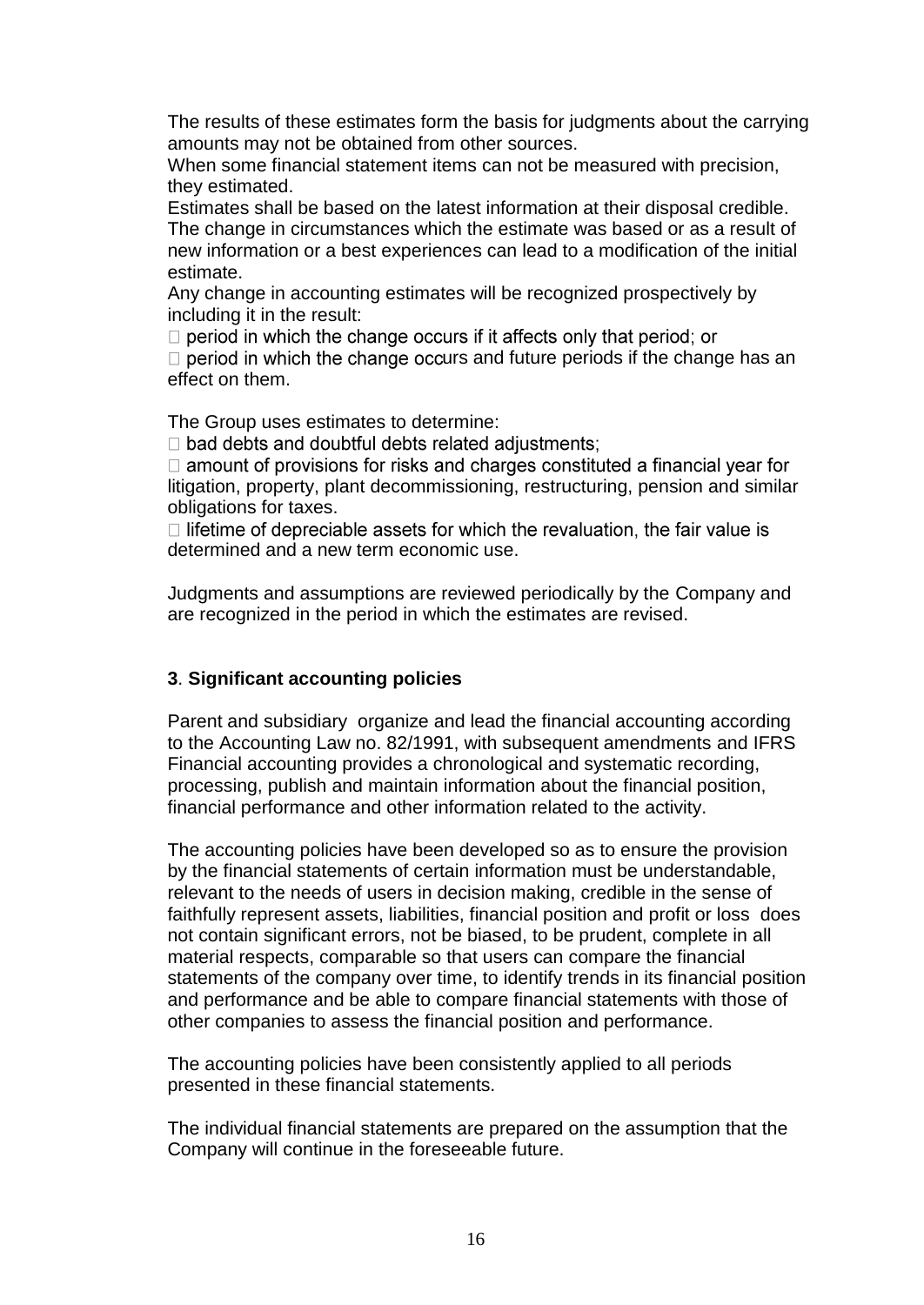The results of these estimates form the basis for judgments about the carrying amounts may not be obtained from other sources.
When some financial statement items can not be measured with precision, they estimated.
Estimates shall be based on the latest information at their disposal credible.
The change in circumstances which the estimate was based or as a result of new information or a best experiences can lead to a modification of the initial estimate.
Any change in accounting estimates will be recognized prospectively by including it in the result:

- period in which the change occurs if it affects only that period; or
- period in which the change occurs and future periods if the change has an effect on them.

The Group uses estimates to determine:

- bad debts and doubtful debts related adjustments;
- amount of provisions for risks and charges constituted a financial year for litigation, property, plant decommissioning, restructuring, pension and similar obligations for taxes.
- lifetime of depreciable assets for which the revaluation, the fair value is determined and a new term economic use.

Judgments and assumptions are reviewed periodically by the Company and are recognized in the period in which the estimates are revised.

## 3. Significant accounting policies

Parent and subsidiary organize and lead the financial accounting according to the Accounting Law no. 82/1991, with subsequent amendments and IFRS Financial accounting provides a chronological and systematic recording, processing, publish and maintain information about the financial position, financial performance and other information related to the activity.

The accounting policies have been developed so as to ensure the provision by the financial statements of certain information must be understandable, relevant to the needs of users in decision making, credible in the sense of faithfully represent assets, liabilities, financial position and profit or loss does not contain significant errors, not be biased, to be prudent, complete in all material respects, comparable so that users can compare the financial statements of the company over time, to identify trends in its financial position and performance and be able to compare financial statements with those of other companies to assess the financial position and performance.

The accounting policies have been consistently applied to all periods presented in these financial statements.

The individual financial statements are prepared on the assumption that the Company will continue in the foreseeable future.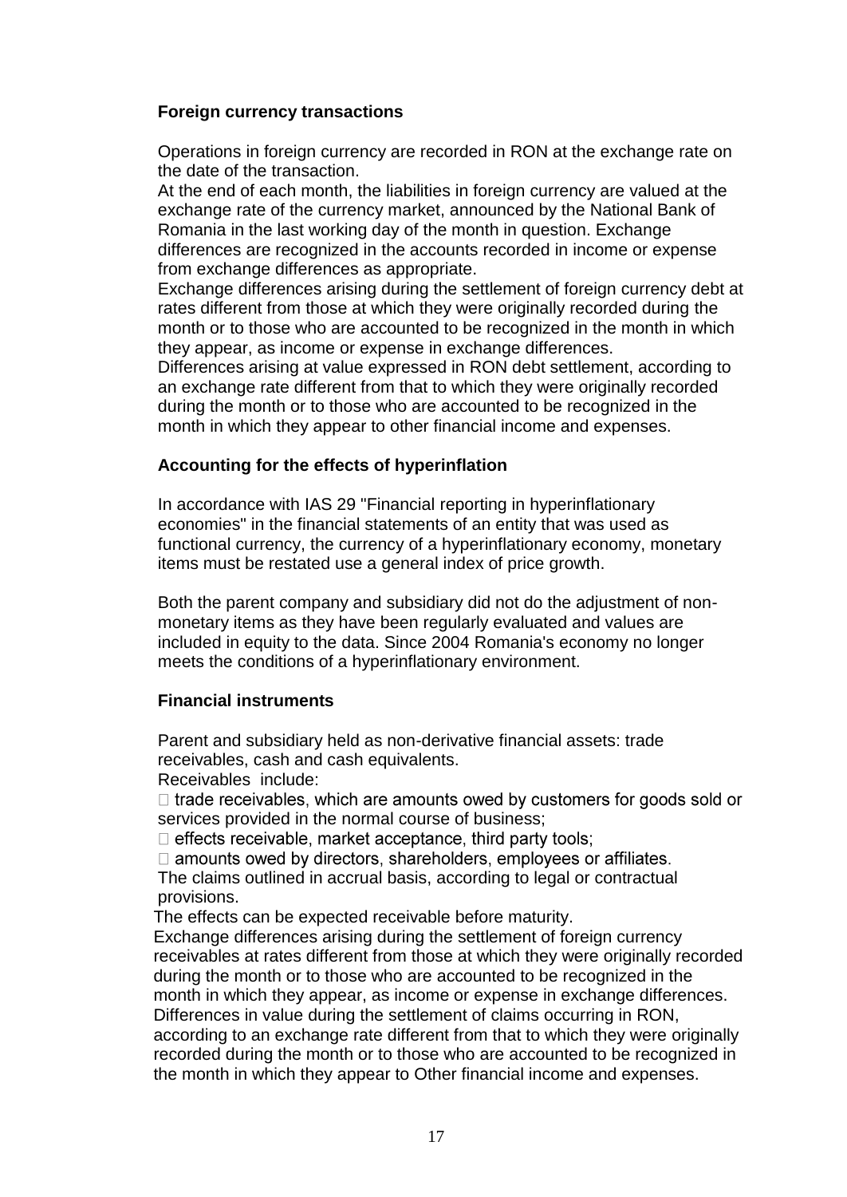**Foreign currency transactions**

Operations in foreign currency are recorded in RON at the exchange rate on the date of the transaction.
At the end of each month, the liabilities in foreign currency are valued at the exchange rate of the currency market, announced by the National Bank of Romania in the last working day of the month in question. Exchange differences are recognized in the accounts recorded in income or expense from exchange differences as appropriate.
Exchange differences arising during the settlement of foreign currency debt at rates different from those at which they were originally recorded during the month or to those who are accounted to be recognized in the month in which they appear, as income or expense in exchange differences.
Differences arising at value expressed in RON debt settlement, according to an exchange rate different from that to which they were originally recorded during the month or to those who are accounted to be recognized in the month in which they appear to other financial income and expenses.

**Accounting for the effects of hyperinflation**

In accordance with IAS 29 "Financial reporting in hyperinflationary economies" in the financial statements of an entity that was used as functional currency, the currency of a hyperinflationary economy, monetary items must be restated use a general index of price growth.

Both the parent company and subsidiary did not do the adjustment of non-monetary items as they have been regularly evaluated and values are included in equity to the data. Since 2004 Romania's economy no longer meets the conditions of a hyperinflationary environment.

**Financial instruments**

Parent and subsidiary held as non-derivative financial assets: trade receivables, cash and cash equivalents.
Receivables include:

- trade receivables, which are amounts owed by customers for goods sold or services provided in the normal course of business;
- effects receivable, market acceptance, third party tools;
- amounts owed by directors, shareholders, employees or affiliates.

The claims outlined in accrual basis, according to legal or contractual provisions.
The effects can be expected receivable before maturity.
Exchange differences arising during the settlement of foreign currency receivables at rates different from those at which they were originally recorded during the month or to those who are accounted to be recognized in the month in which they appear, as income or expense in exchange differences.
Differences in value during the settlement of claims occurring in RON, according to an exchange rate different from that to which they were originally recorded during the month or to those who are accounted to be recognized in the month in which they appear to Other financial income and expenses.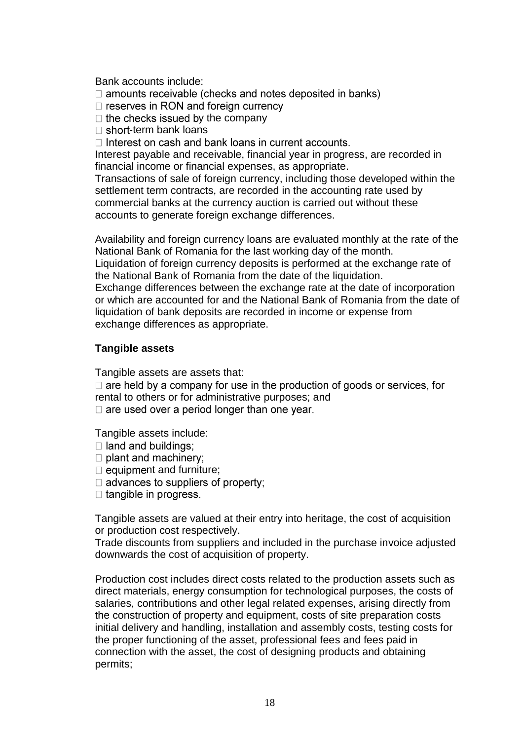Bank accounts include:

- amounts receivable (checks and notes deposited in banks)
- reserves in RON and foreign currency
- the checks issued by the company
- short-term bank loans
- Interest on cash and bank loans in current accounts.

Interest payable and receivable, financial year in progress, are recorded in financial income or financial expenses, as appropriate.
Transactions of sale of foreign currency, including those developed within the settlement term contracts, are recorded in the accounting rate used by commercial banks at the currency auction is carried out without these accounts to generate foreign exchange differences.

Availability and foreign currency loans are evaluated monthly at the rate of the National Bank of Romania for the last working day of the month.
Liquidation of foreign currency deposits is performed at the exchange rate of the National Bank of Romania from the date of the liquidation.
Exchange differences between the exchange rate at the date of incorporation or which are accounted for and the National Bank of Romania from the date of liquidation of bank deposits are recorded in income or expense from exchange differences as appropriate.

**Tangible assets**

Tangible assets are assets that:

- are held by a company for use in the production of goods or services, for rental to others or for administrative purposes; and
- are used over a period longer than one year.

Tangible assets include:

- land and buildings;
- plant and machinery;
- equipment and furniture;
- advances to suppliers of property;
- tangible in progress.

Tangible assets are valued at their entry into heritage, the cost of acquisition or production cost respectively.
Trade discounts from suppliers and included in the purchase invoice adjusted downwards the cost of acquisition of property.

Production cost includes direct costs related to the production assets such as direct materials, energy consumption for technological purposes, the costs of salaries, contributions and other legal related expenses, arising directly from the construction of property and equipment, costs of site preparation costs initial delivery and handling, installation and assembly costs, testing costs for the proper functioning of the asset, professional fees and fees paid in connection with the asset, the cost of designing products and obtaining permits;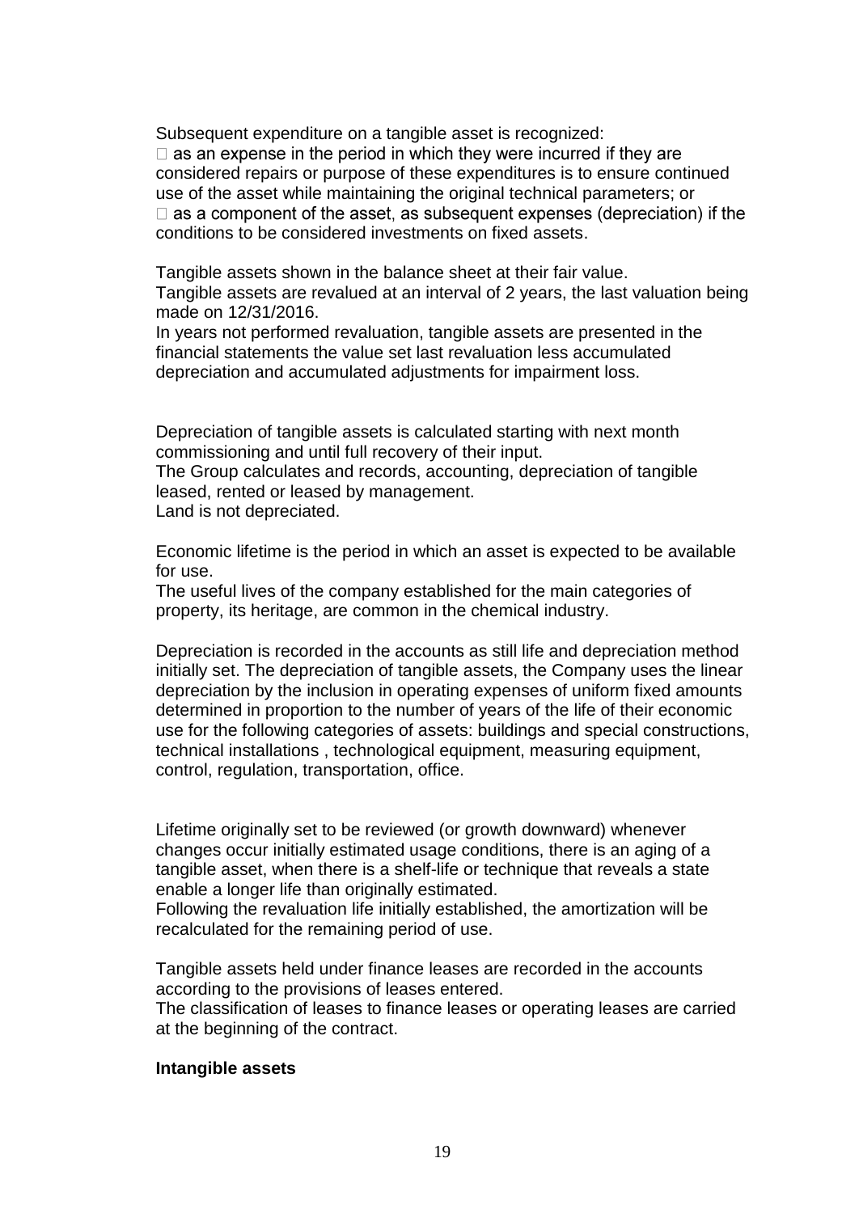Subsequent expenditure on a tangible asset is recognized:

- as an expense in the period in which they were incurred if they are considered repairs or purpose of these expenditures is to ensure continued use of the asset while maintaining the original technical parameters; or
- as a component of the asset, as subsequent expenses (depreciation) if the conditions to be considered investments on fixed assets.

Tangible assets shown in the balance sheet at their fair value.
Tangible assets are revalued at an interval of 2 years, the last valuation being made on 12/31/2016.
In years not performed revaluation, tangible assets are presented in the financial statements the value set last revaluation less accumulated depreciation and accumulated adjustments for impairment loss.

Depreciation of tangible assets is calculated starting with next month commissioning and until full recovery of their input.
The Group calculates and records, accounting, depreciation of tangible leased, rented or leased by management.
Land is not depreciated.

Economic lifetime is the period in which an asset is expected to be available for use.
The useful lives of the company established for the main categories of property, its heritage, are common in the chemical industry.

Depreciation is recorded in the accounts as still life and depreciation method initially set. The depreciation of tangible assets, the Company uses the linear depreciation by the inclusion in operating expenses of uniform fixed amounts determined in proportion to the number of years of the life of their economic use for the following categories of assets: buildings and special constructions, technical installations , technological equipment, measuring equipment, control, regulation, transportation, office.

Lifetime originally set to be reviewed (or growth downward) whenever changes occur initially estimated usage conditions, there is an aging of a tangible asset, when there is a shelf-life or technique that reveals a state enable a longer life than originally estimated.
Following the revaluation life initially established, the amortization will be recalculated for the remaining period of use.

Tangible assets held under finance leases are recorded in the accounts according to the provisions of leases entered.
The classification of leases to finance leases or operating leases are carried at the beginning of the contract.

**Intangible assets**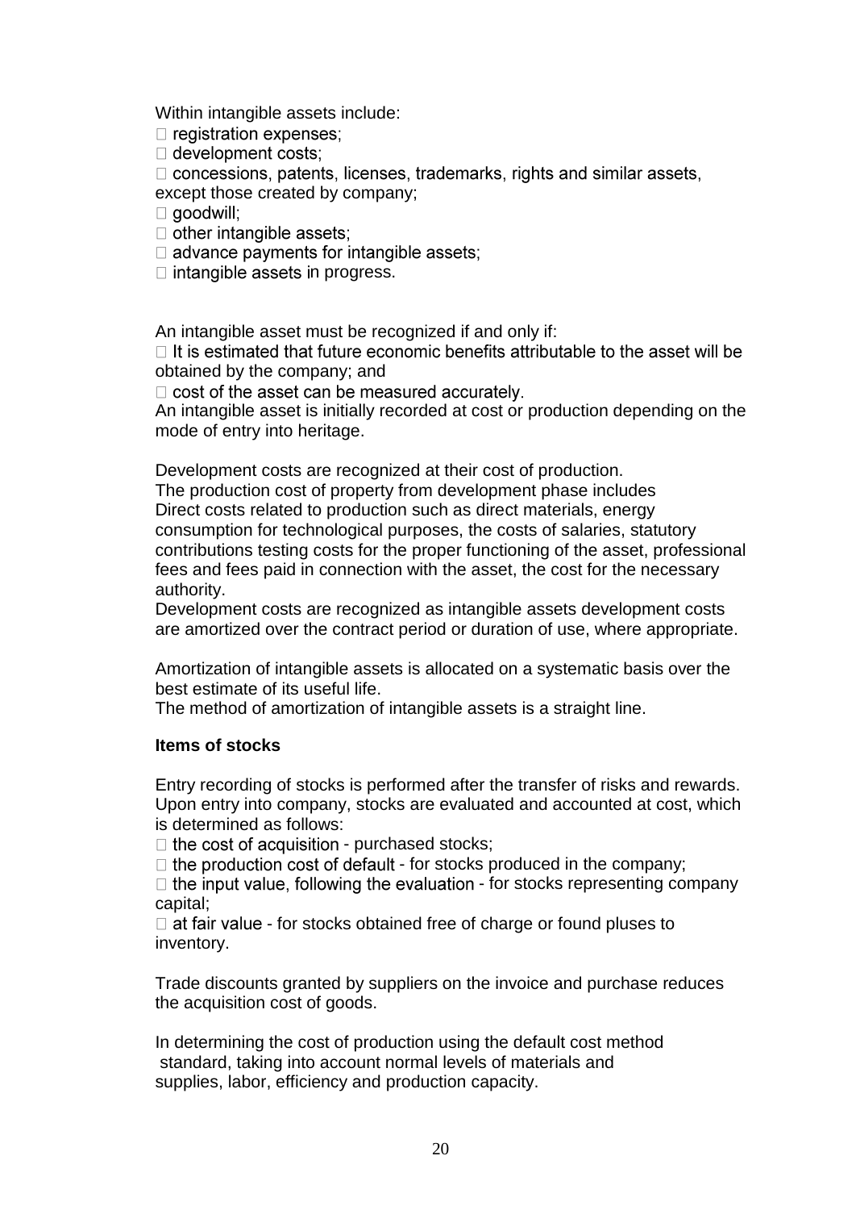Within intangible assets include:

- registration expenses;
- development costs;
- concessions, patents, licenses, trademarks, rights and similar assets, except those created by company;
- goodwill;
- other intangible assets;
- advance payments for intangible assets;
- intangible assets in progress.

An intangible asset must be recognized if and only if:

- It is estimated that future economic benefits attributable to the asset will be obtained by the company; and
- cost of the asset can be measured accurately.

An intangible asset is initially recorded at cost or production depending on the mode of entry into heritage.

Development costs are recognized at their cost of production.
The production cost of property from development phase includes
Direct costs related to production such as direct materials, energy consumption for technological purposes, the costs of salaries, statutory contributions testing costs for the proper functioning of the asset, professional fees and fees paid in connection with the asset, the cost for the necessary authority.
Development costs are recognized as intangible assets development costs are amortized over the contract period or duration of use, where appropriate.

Amortization of intangible assets is allocated on a systematic basis over the best estimate of its useful life.
The method of amortization of intangible assets is a straight line.

**Items of stocks**

Entry recording of stocks is performed after the transfer of risks and rewards. Upon entry into company, stocks are evaluated and accounted at cost, which is determined as follows:

- the cost of acquisition - purchased stocks;
- the production cost of default - for stocks produced in the company;
- the input value, following the evaluation - for stocks representing company capital;
- at fair value - for stocks obtained free of charge or found pluses to inventory.

Trade discounts granted by suppliers on the invoice and purchase reduces the acquisition cost of goods.

In determining the cost of production using the default cost method standard, taking into account normal levels of materials and supplies, labor, efficiency and production capacity.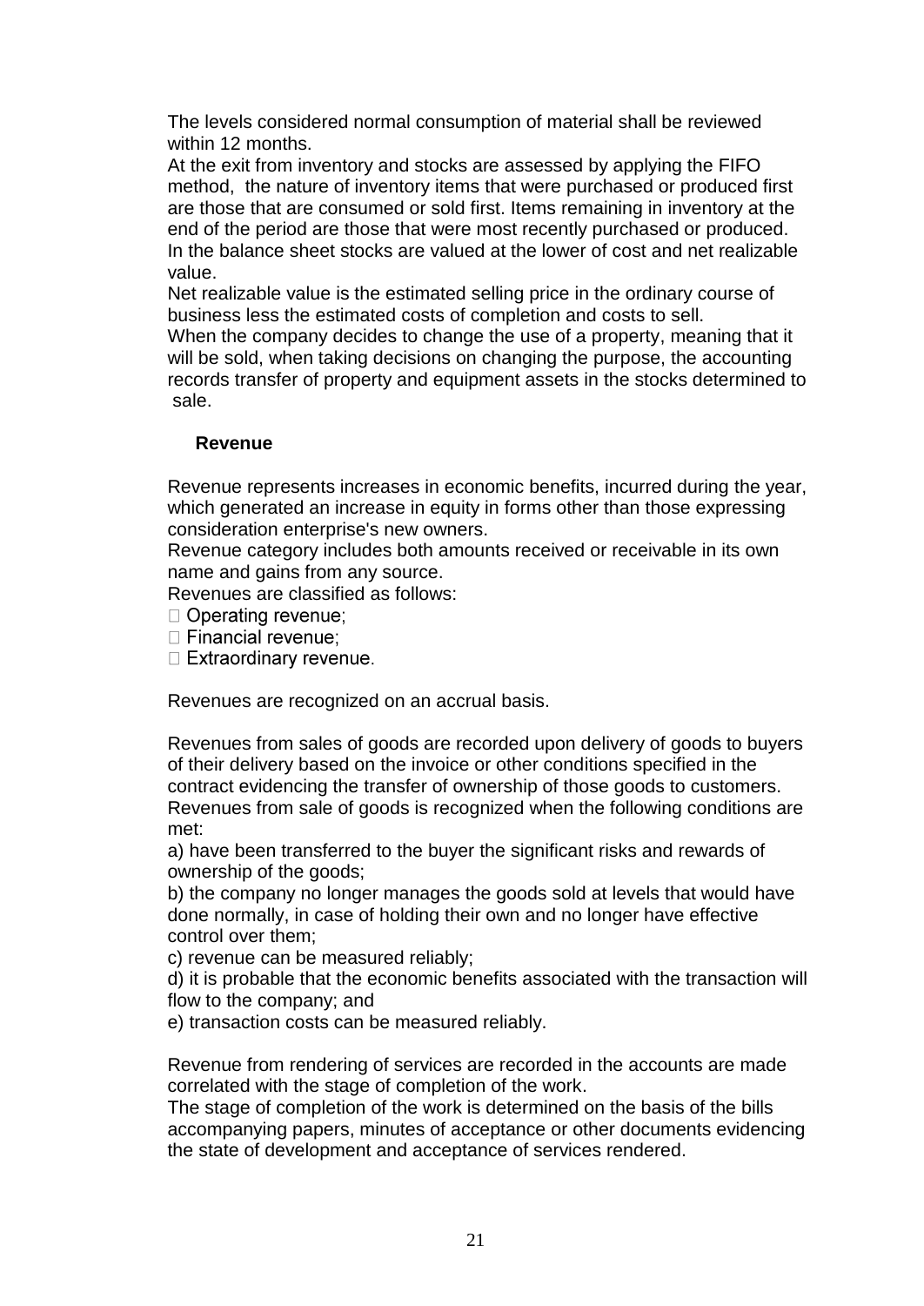The levels considered normal consumption of material shall be reviewed within 12 months.

At the exit from inventory and stocks are assessed by applying the FIFO method, the nature of inventory items that were purchased or produced first are those that are consumed or sold first. Items remaining in inventory at the end of the period are those that were most recently purchased or produced.

In the balance sheet stocks are valued at the lower of cost and net realizable value.

Net realizable value is the estimated selling price in the ordinary course of business less the estimated costs of completion and costs to sell.

When the company decides to change the use of a property, meaning that it will be sold, when taking decisions on changing the purpose, the accounting records transfer of property and equipment assets in the stocks determined to sale.

**Revenue**

Revenue represents increases in economic benefits, incurred during the year, which generated an increase in equity in forms other than those expressing consideration enterprise's new owners.

Revenue category includes both amounts received or receivable in its own name and gains from any source.

Revenues are classified as follows:

- Operating revenue;
- Financial revenue;
- Extraordinary revenue.

Revenues are recognized on an accrual basis.

Revenues from sales of goods are recorded upon delivery of goods to buyers of their delivery based on the invoice or other conditions specified in the contract evidencing the transfer of ownership of those goods to customers.

Revenues from sale of goods is recognized when the following conditions are met:

a) have been transferred to the buyer the significant risks and rewards of ownership of the goods;

b) the company no longer manages the goods sold at levels that would have done normally, in case of holding their own and no longer have effective control over them;

c) revenue can be measured reliably;

d) it is probable that the economic benefits associated with the transaction will flow to the company; and

e) transaction costs can be measured reliably.

Revenue from rendering of services are recorded in the accounts are made correlated with the stage of completion of the work.

The stage of completion of the work is determined on the basis of the bills accompanying papers, minutes of acceptance or other documents evidencing the state of development and acceptance of services rendered.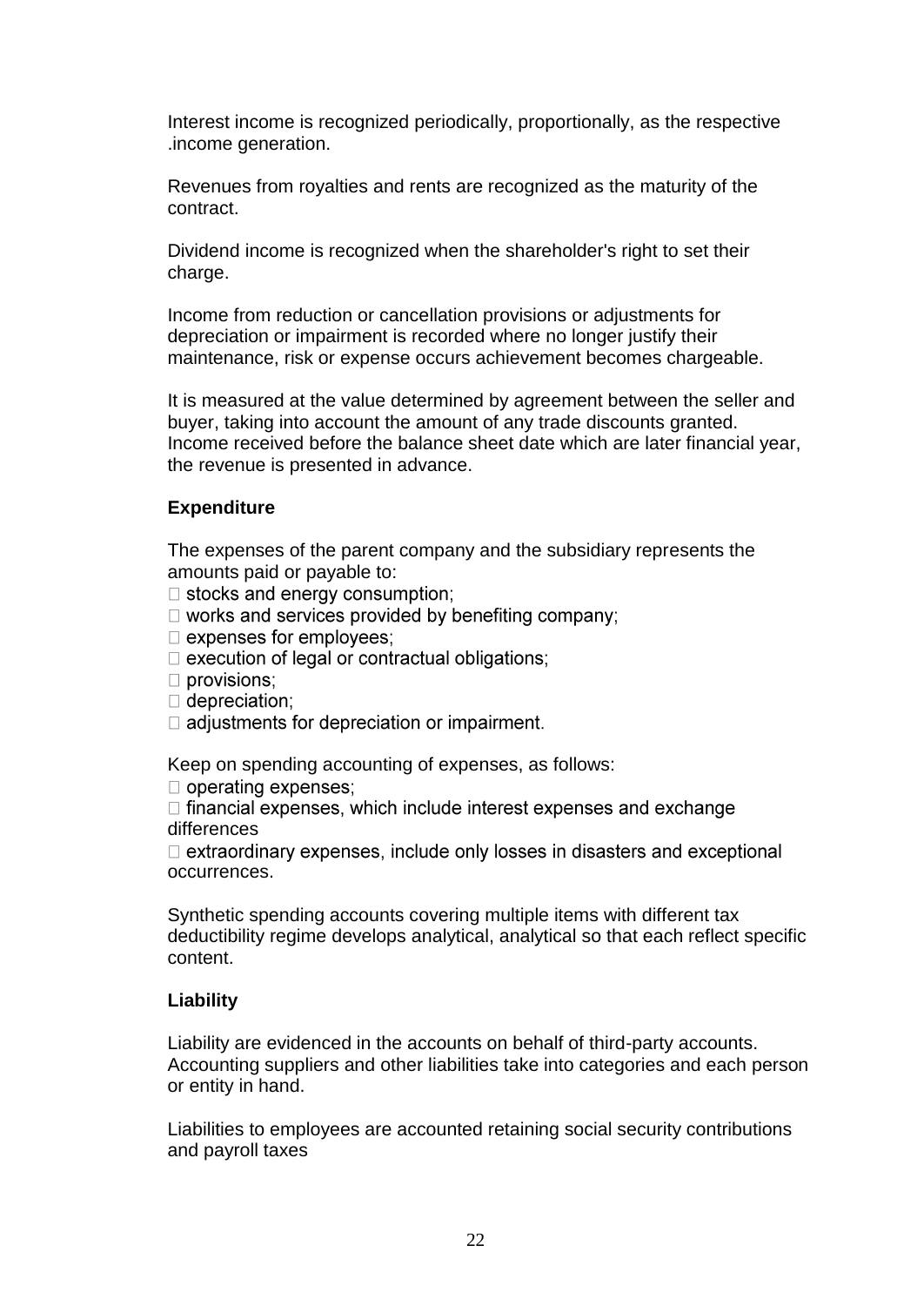Interest income is recognized periodically, proportionally, as the respective .income generation.

Revenues from royalties and rents are recognized as the maturity of the contract.

Dividend income is recognized when the shareholder's right to set their charge.

Income from reduction or cancellation provisions or adjustments for depreciation or impairment is recorded where no longer justify their maintenance, risk or expense occurs achievement becomes chargeable.

It is measured at the value determined by agreement between the seller and buyer, taking into account the amount of any trade discounts granted. Income received before the balance sheet date which are later financial year, the revenue is presented in advance.

**Expenditure**

The expenses of the parent company and the subsidiary represents the amounts paid or payable to:

- stocks and energy consumption;
- works and services provided by benefiting company;
- expenses for employees;
- execution of legal or contractual obligations;
- provisions;
- depreciation;
- adjustments for depreciation or impairment.

Keep on spending accounting of expenses, as follows:

- operating expenses;
- financial expenses, which include interest expenses and exchange differences
- extraordinary expenses, include only losses in disasters and exceptional occurrences.

Synthetic spending accounts covering multiple items with different tax deductibility regime develops analytical, analytical so that each reflect specific content.

**Liability**

Liability are evidenced in the accounts on behalf of third-party accounts. Accounting suppliers and other liabilities take into categories and each person or entity in hand.

Liabilities to employees are accounted retaining social security contributions and payroll taxes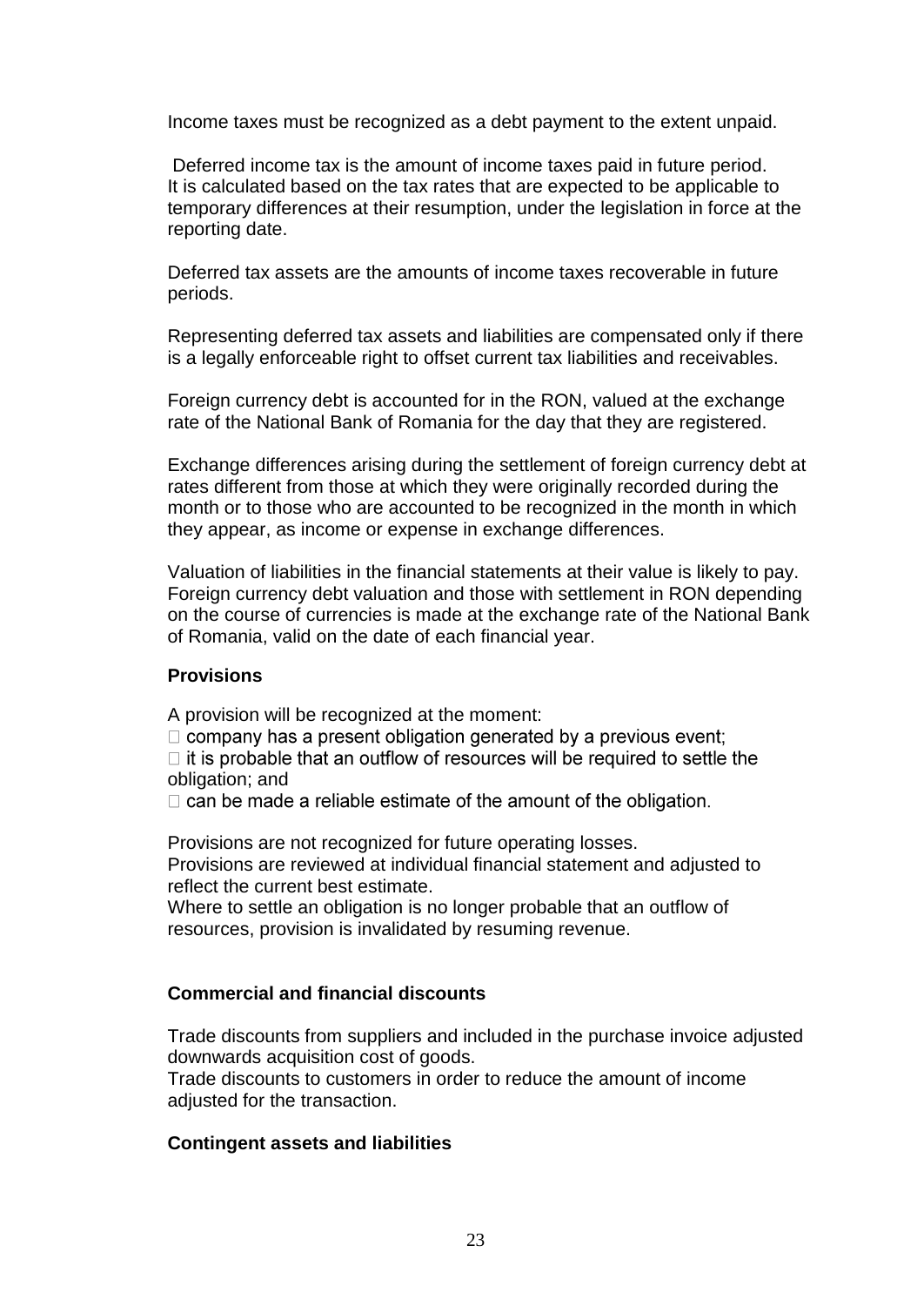Income taxes must be recognized as a debt payment to the extent unpaid.

Deferred income tax is the amount of income taxes paid in future period. It is calculated based on the tax rates that are expected to be applicable to temporary differences at their resumption, under the legislation in force at the reporting date.

Deferred tax assets are the amounts of income taxes recoverable in future periods.

Representing deferred tax assets and liabilities are compensated only if there is a legally enforceable right to offset current tax liabilities and receivables.

Foreign currency debt is accounted for in the RON, valued at the exchange rate of the National Bank of Romania for the day that they are registered.

Exchange differences arising during the settlement of foreign currency debt at rates different from those at which they were originally recorded during the month or to those who are accounted to be recognized in the month in which they appear, as income or expense in exchange differences.

Valuation of liabilities in the financial statements at their value is likely to pay. Foreign currency debt valuation and those with settlement in RON depending on the course of currencies is made at the exchange rate of the National Bank of Romania, valid on the date of each financial year.

**Provisions**

A provision will be recognized at the moment:

- company has a present obligation generated by a previous event;
- it is probable that an outflow of resources will be required to settle the obligation; and
- can be made a reliable estimate of the amount of the obligation.

Provisions are not recognized for future operating losses.
Provisions are reviewed at individual financial statement and adjusted to reflect the current best estimate.
Where to settle an obligation is no longer probable that an outflow of resources, provision is invalidated by resuming revenue.

**Commercial and financial discounts**

Trade discounts from suppliers and included in the purchase invoice adjusted downwards acquisition cost of goods.
Trade discounts to customers in order to reduce the amount of income adjusted for the transaction.

**Contingent assets and liabilities**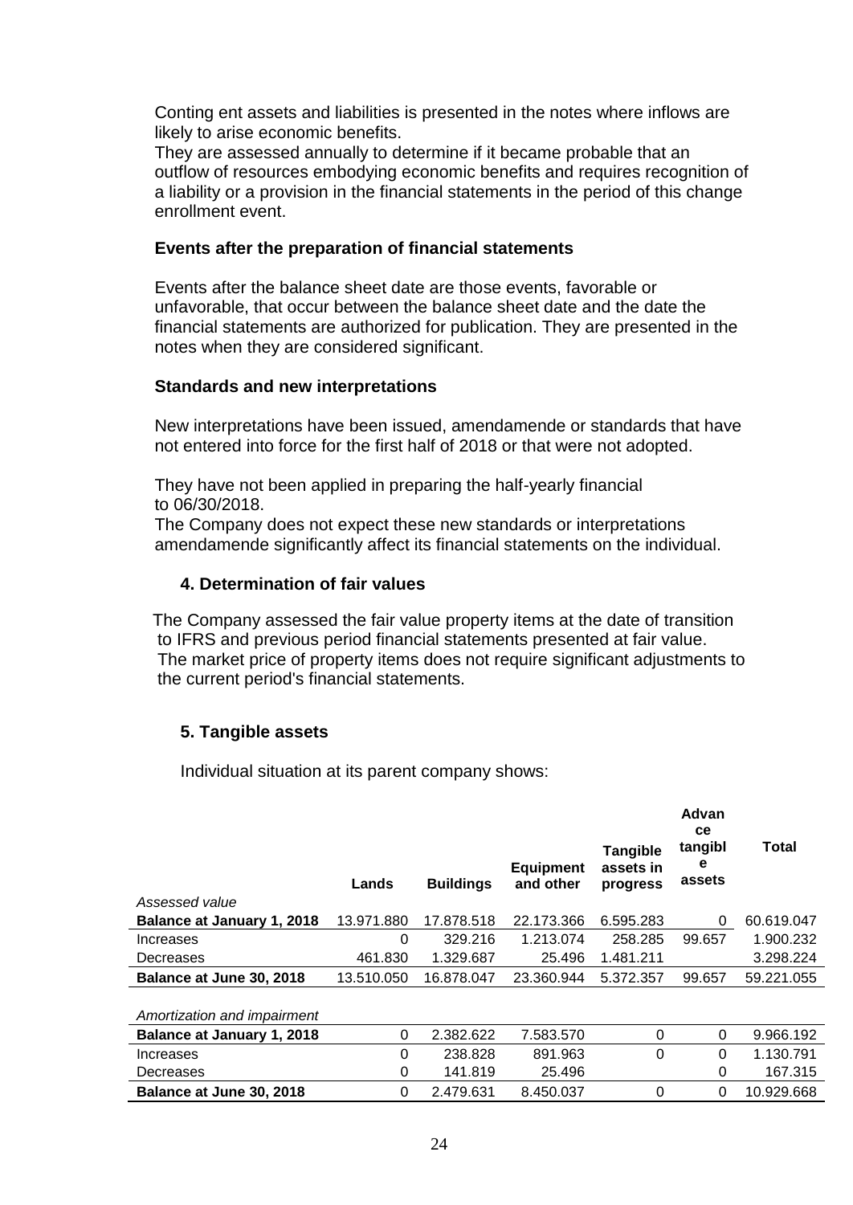Conting ent assets and liabilities is presented in the notes where inflows are likely to arise economic benefits.
They are assessed annually to determine if it became probable that an outflow of resources embodying economic benefits and requires recognition of a liability or a provision in the financial statements in the period of this change enrollment event.

### Events after the preparation of financial statements

Events after the balance sheet date are those events, favorable or unfavorable, that occur between the balance sheet date and the date the financial statements are authorized for publication. They are presented in the notes when they are considered significant.

### Standards and new interpretations

New interpretations have been issued, amendamende or standards that have not entered into force for the first half of 2018 or that were not adopted.

They have not been applied in preparing the half-yearly financial to 06/30/2018.
The Company does not expect these new standards or interpretations amendamende significantly affect its financial statements on the individual.

## 4. Determination of fair values

The Company assessed the fair value property items at the date of transition to IFRS and previous period financial statements presented at fair value. The market price of property items does not require significant adjustments to the current period's financial statements.

## 5. Tangible assets

Individual situation at its parent company shows:

| | Lands | Buildings | Equipment and other | Tangible assets in progress | Advance tangible assets | Total |
|---|---|---|---|---|---|---|
| *Assessed value* | | | | | | |
| **Balance at January 1, 2018** | 13.971.880 | 17.878.518 | 22.173.366 | 6.595.283 | 0 | 60.619.047 |
| Increases | 0 | 329.216 | 1.213.074 | 258.285 | 99.657 | 1.900.232 |
| Decreases | 461.830 | 1.329.687 | 25.496 | 1.481.211 | | 3.298.224 |
| **Balance at June 30, 2018** | 13.510.050 | 16.878.047 | 23.360.944 | 5.372.357 | 99.657 | 59.221.055 |
| | | | | | | |
| *Amortization and impairment* | | | | | | |
| **Balance at January 1, 2018** | 0 | 2.382.622 | 7.583.570 | 0 | 0 | 9.966.192 |
| Increases | 0 | 238.828 | 891.963 | 0 | 0 | 1.130.791 |
| Decreases | 0 | 141.819 | 25.496 | | 0 | 167.315 |
| **Balance at June 30, 2018** | 0 | 2.479.631 | 8.450.037 | 0 | 0 | 10.929.668 |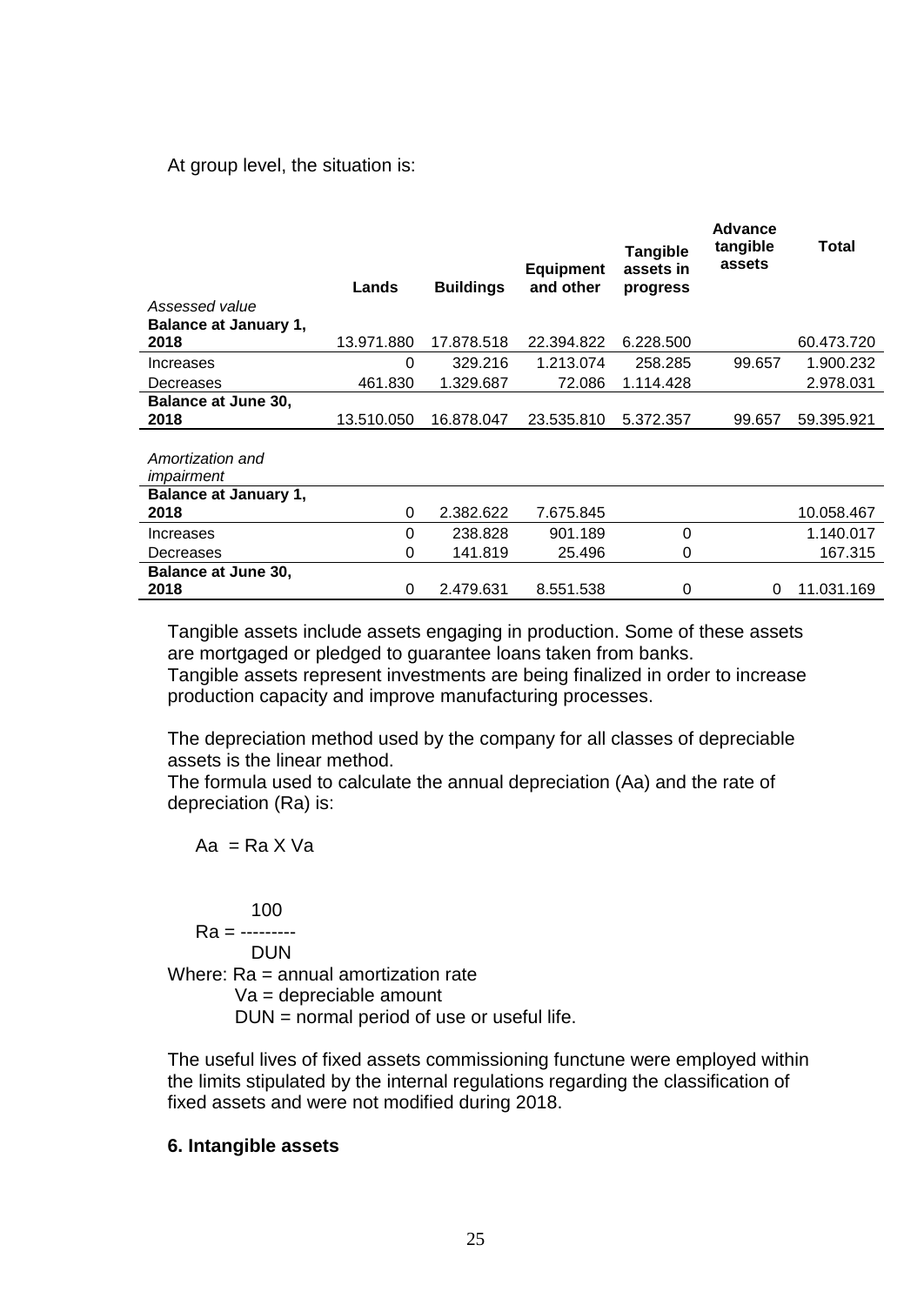At group level, the situation is:

| | Lands | Buildings | Equipment and other | Tangible assets in progress | Advance tangible assets | Total |
|---|---|---|---|---|---|---|
| *Assessed value* | | | | | | |
| **Balance at January 1, 2018** | 13.971.880 | 17.878.518 | 22.394.822 | 6.228.500 | | 60.473.720 |
| Increases | 0 | 329.216 | 1.213.074 | 258.285 | 99.657 | 1.900.232 |
| Decreases | 461.830 | 1.329.687 | 72.086 | 1.114.428 | | 2.978.031 |
| **Balance at June 30, 2018** | 13.510.050 | 16.878.047 | 23.535.810 | 5.372.357 | 99.657 | 59.395.921 |
| *Amortization and impairment* | | | | | | |
| **Balance at January 1, 2018** | 0 | 2.382.622 | 7.675.845 | | | 10.058.467 |
| Increases | 0 | 238.828 | 901.189 | 0 | | 1.140.017 |
| Decreases | 0 | 141.819 | 25.496 | 0 | | 167.315 |
| **Balance at June 30, 2018** | 0 | 2.479.631 | 8.551.538 | 0 | 0 | 11.031.169 |

Tangible assets include assets engaging in production. Some of these assets are mortgaged or pledged to guarantee loans taken from banks.
Tangible assets represent investments are being finalized in order to increase production capacity and improve manufacturing processes.

The depreciation method used by the company for all classes of depreciable assets is the linear method.
The formula used to calculate the annual depreciation (Aa) and the rate of depreciation (Ra) is:

$$Aa = Ra \times Va$$

$$Ra = \frac{100}{DUN}$$

Where: Ra = annual amortization rate
Va = depreciable amount
DUN = normal period of use or useful life.

The useful lives of fixed assets commissioning functune were employed within the limits stipulated by the internal regulations regarding the classification of fixed assets and were not modified during 2018.

### 6. Intangible assets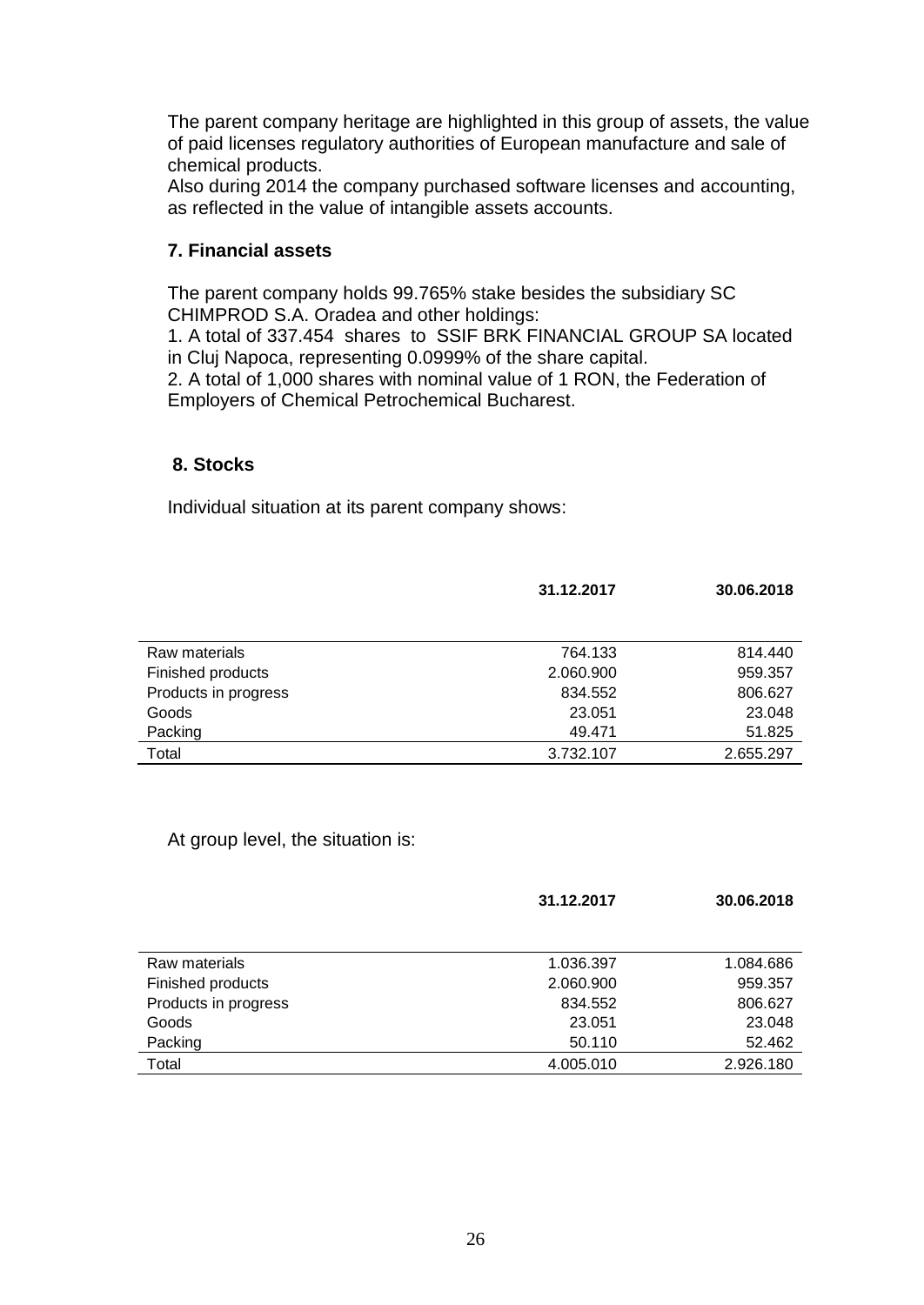The parent company heritage are highlighted in this group of assets, the value of paid licenses regulatory authorities of European manufacture and sale of chemical products.
Also during 2014 the company purchased software licenses and accounting, as reflected in the value of intangible assets accounts.

### 7. Financial assets

The parent company holds 99.765% stake besides the subsidiary SC CHIMPROD S.A. Oradea and other holdings:
1. A total of 337.454 shares to SSIF BRK FINANCIAL GROUP SA located in Cluj Napoca, representing 0.0999% of the share capital.
2. A total of 1,000 shares with nominal value of 1 RON, the Federation of Employers of Chemical Petrochemical Bucharest.

### 8. Stocks

Individual situation at its parent company shows:

| | **31.12.2017** | **30.06.2018** |
|---|---|---|
| Raw materials | 764.133 | 814.440 |
| Finished products | 2.060.900 | 959.357 |
| Products in progress | 834.552 | 806.627 |
| Goods | 23.051 | 23.048 |
| Packing | 49.471 | 51.825 |
| Total | 3.732.107 | 2.655.297 |

At group level, the situation is:

| | **31.12.2017** | **30.06.2018** |
|---|---|---|
| Raw materials | 1.036.397 | 1.084.686 |
| Finished products | 2.060.900 | 959.357 |
| Products in progress | 834.552 | 806.627 |
| Goods | 23.051 | 23.048 |
| Packing | 50.110 | 52.462 |
| Total | 4.005.010 | 2.926.180 |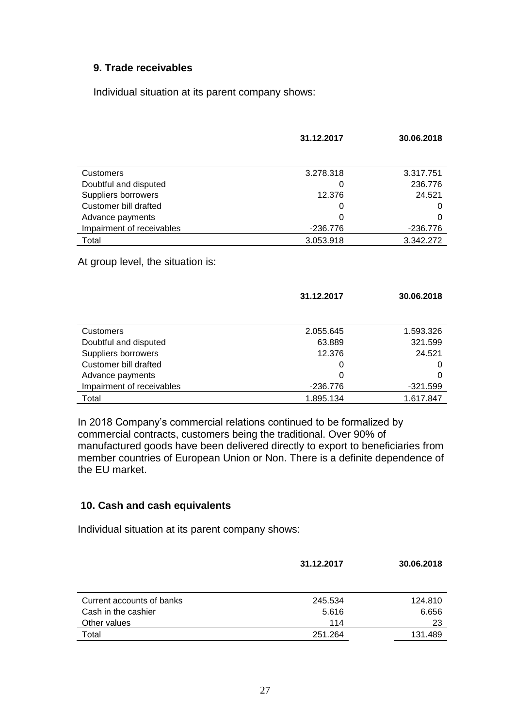## 9. Trade receivables

Individual situation at its parent company shows:

| | 31.12.2017 | 30.06.2018 |
|---|---|---|
| Customers | 3.278.318 | 3.317.751 |
| Doubtful and disputed | 0 | 236.776 |
| Suppliers borrowers | 12.376 | 24.521 |
| Customer bill drafted | 0 | 0 |
| Advance payments | 0 | 0 |
| Impairment of receivables | -236.776 | -236.776 |
| Total | 3.053.918 | 3.342.272 |

At group level, the situation is:

| | 31.12.2017 | 30.06.2018 |
|---|---|---|
| Customers | 2.055.645 | 1.593.326 |
| Doubtful and disputed | 63.889 | 321.599 |
| Suppliers borrowers | 12.376 | 24.521 |
| Customer bill drafted | 0 | 0 |
| Advance payments | 0 | 0 |
| Impairment of receivables | -236.776 | -321.599 |
| Total | 1.895.134 | 1.617.847 |

In 2018 Company's commercial relations continued to be formalized by commercial contracts, customers being the traditional. Over 90% of manufactured goods have been delivered directly to export to beneficiaries from member countries of European Union or Non. There is a definite dependence of the EU market.

## 10. Cash and cash equivalents

Individual situation at its parent company shows:

| | 31.12.2017 | 30.06.2018 |
|---|---|---|
| Current accounts of banks | 245.534 | 124.810 |
| Cash in the cashier | 5.616 | 6.656 |
| Other values | 114 | 23 |
| Total | 251.264 | 131.489 |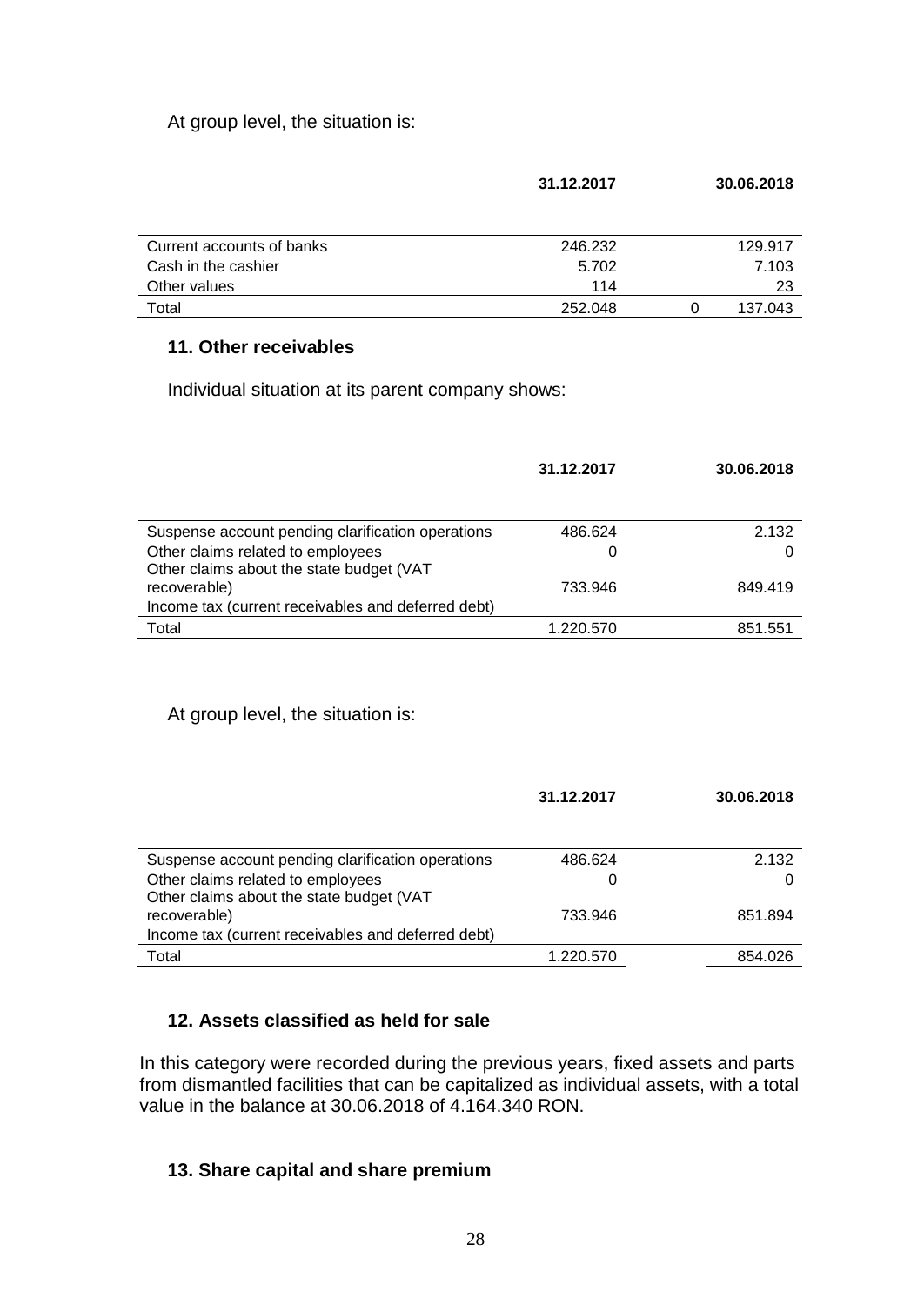At group level, the situation is:

| | 31.12.2017 | | 30.06.2018 |
|---|---|---|---|
| Current accounts of banks | 246.232 | | 129.917 |
| Cash in the cashier | 5.702 | | 7.103 |
| Other values | 114 | | 23 |
| Total | 252.048 | 0 | 137.043 |

### 11. Other receivables

Individual situation at its parent company shows:

| | 31.12.2017 | 30.06.2018 |
|---|---|---|
| Suspense account pending clarification operations | 486.624 | 2.132 |
| Other claims related to employees | 0 | 0 |
| Other claims about the state budget (VAT recoverable) | 733.946 | 849.419 |
| Income tax (current receivables and deferred debt) | | |
| Total | 1.220.570 | 851.551 |

At group level, the situation is:

| | 31.12.2017 | 30.06.2018 |
|---|---|---|
| Suspense account pending clarification operations | 486.624 | 2.132 |
| Other claims related to employees | 0 | 0 |
| Other claims about the state budget (VAT recoverable) | 733.946 | 851.894 |
| Income tax (current receivables and deferred debt) | | |
| Total | 1.220.570 | 854.026 |

### 12. Assets classified as held for sale

In this category were recorded during the previous years, fixed assets and parts from dismantled facilities that can be capitalized as individual assets, with a total value in the balance at 30.06.2018 of 4.164.340 RON.

### 13. Share capital and share premium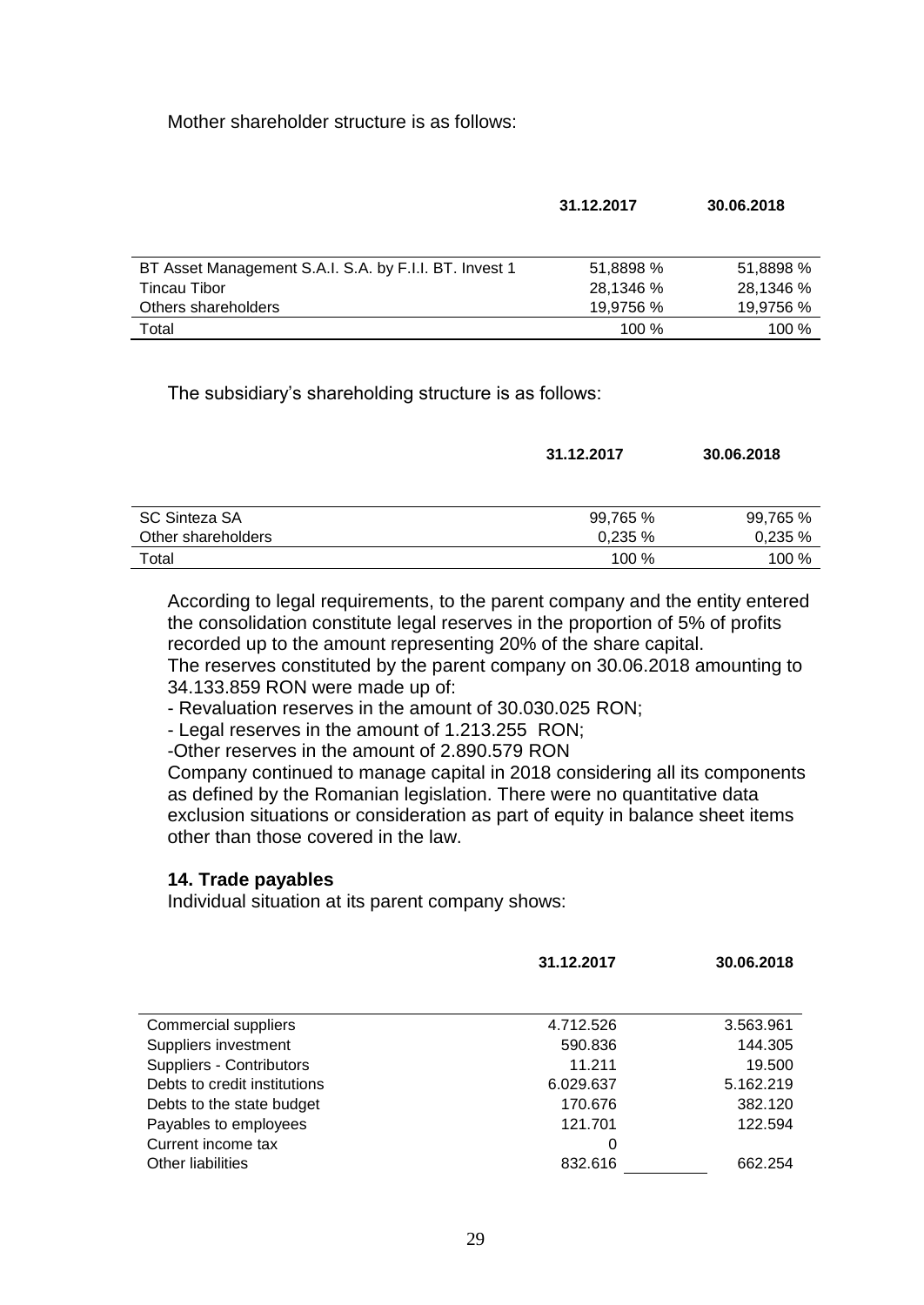Mother shareholder structure is as follows:

| | 31.12.2017 | 30.06.2018 |
|---|---|---|
| BT Asset Management S.A.I. S.A. by F.I.I. BT. Invest 1 | 51,8898 % | 51,8898 % |
| Tincau Tibor | 28,1346 % | 28,1346 % |
| Others shareholders | 19,9756 % | 19,9756 % |
| Total | 100 % | 100 % |

The subsidiary's shareholding structure is as follows:

| | 31.12.2017 | 30.06.2018 |
|---|---|---|
| SC Sinteza SA | 99,765 % | 99,765 % |
| Other shareholders | 0,235 % | 0,235 % |
| Total | 100 % | 100 % |

According to legal requirements, to the parent company and the entity entered the consolidation constitute legal reserves in the proportion of 5% of profits recorded up to the amount representing 20% of the share capital.
The reserves constituted by the parent company on 30.06.2018 amounting to 34.133.859 RON were made up of:

- Revaluation reserves in the amount of 30.030.025 RON;
- Legal reserves in the amount of 1.213.255 RON;
- Other reserves in the amount of 2.890.579 RON

Company continued to manage capital in 2018 considering all its components as defined by the Romanian legislation. There were no quantitative data exclusion situations or consideration as part of equity in balance sheet items other than those covered in the law.

## 14. Trade payables

Individual situation at its parent company shows:

| | 31.12.2017 | 30.06.2018 |
|---|---|---|
| Commercial suppliers | 4.712.526 | 3.563.961 |
| Suppliers investment | 590.836 | 144.305 |
| Suppliers - Contributors | 11.211 | 19.500 |
| Debts to credit institutions | 6.029.637 | 5.162.219 |
| Debts to the state budget | 170.676 | 382.120 |
| Payables to employees | 121.701 | 122.594 |
| Current income tax | 0 | |
| Other liabilities | 832.616 | 662.254 |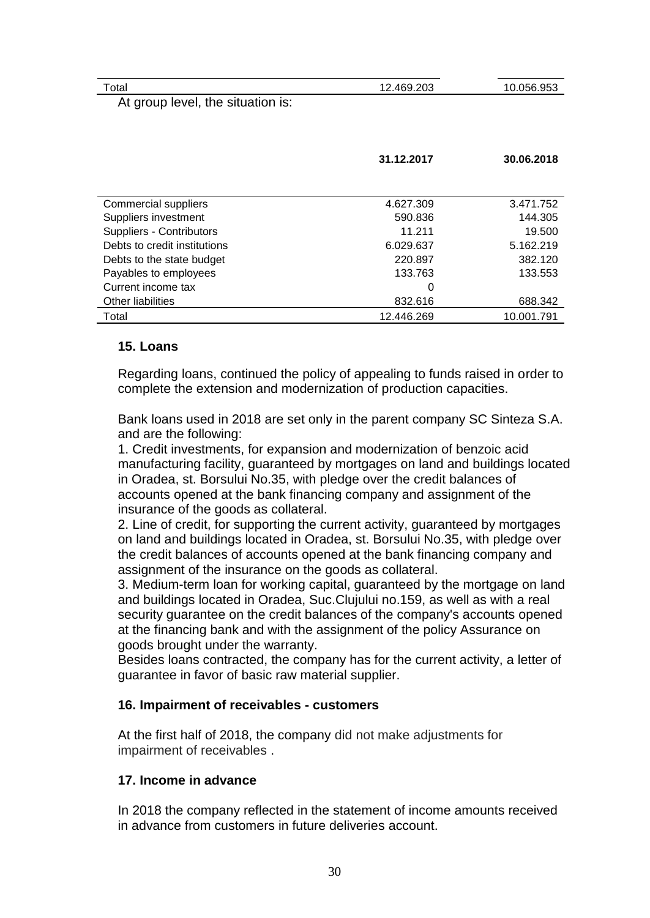| Total | 12.469.203 | 10.056.953 |
|---|---|---|

At group level, the situation is:

| | 31.12.2017 | 30.06.2018 |
|---|---|---|
| Commercial suppliers | 4.627.309 | 3.471.752 |
| Suppliers investment | 590.836 | 144.305 |
| Suppliers - Contributors | 11.211 | 19.500 |
| Debts to credit institutions | 6.029.637 | 5.162.219 |
| Debts to the state budget | 220.897 | 382.120 |
| Payables to employees | 133.763 | 133.553 |
| Current income tax | 0 | |
| Other liabilities | 832.616 | 688.342 |
| Total | 12.446.269 | 10.001.791 |

### 15. Loans

Regarding loans, continued the policy of appealing to funds raised in order to complete the extension and modernization of production capacities.

Bank loans used in 2018 are set only in the parent company SC Sinteza S.A. and are the following:

1. Credit investments, for expansion and modernization of benzoic acid manufacturing facility, guaranteed by mortgages on land and buildings located in Oradea, st. Borsului No.35, with pledge over the credit balances of accounts opened at the bank financing company and assignment of the insurance of the goods as collateral.
2. Line of credit, for supporting the current activity, guaranteed by mortgages on land and buildings located in Oradea, st. Borsului No.35, with pledge over the credit balances of accounts opened at the bank financing company and assignment of the insurance on the goods as collateral.
3. Medium-term loan for working capital, guaranteed by the mortgage on land and buildings located in Oradea, Suc.Clujului no.159, as well as with a real security guarantee on the credit balances of the company's accounts opened at the financing bank and with the assignment of the policy Assurance on goods brought under the warranty.

Besides loans contracted, the company has for the current activity, a letter of guarantee in favor of basic raw material supplier.

### 16. Impairment of receivables - customers

At the first half of 2018, the company did not make adjustments for impairment of receivables .

### 17. Income in advance

In 2018 the company reflected in the statement of income amounts received in advance from customers in future deliveries account.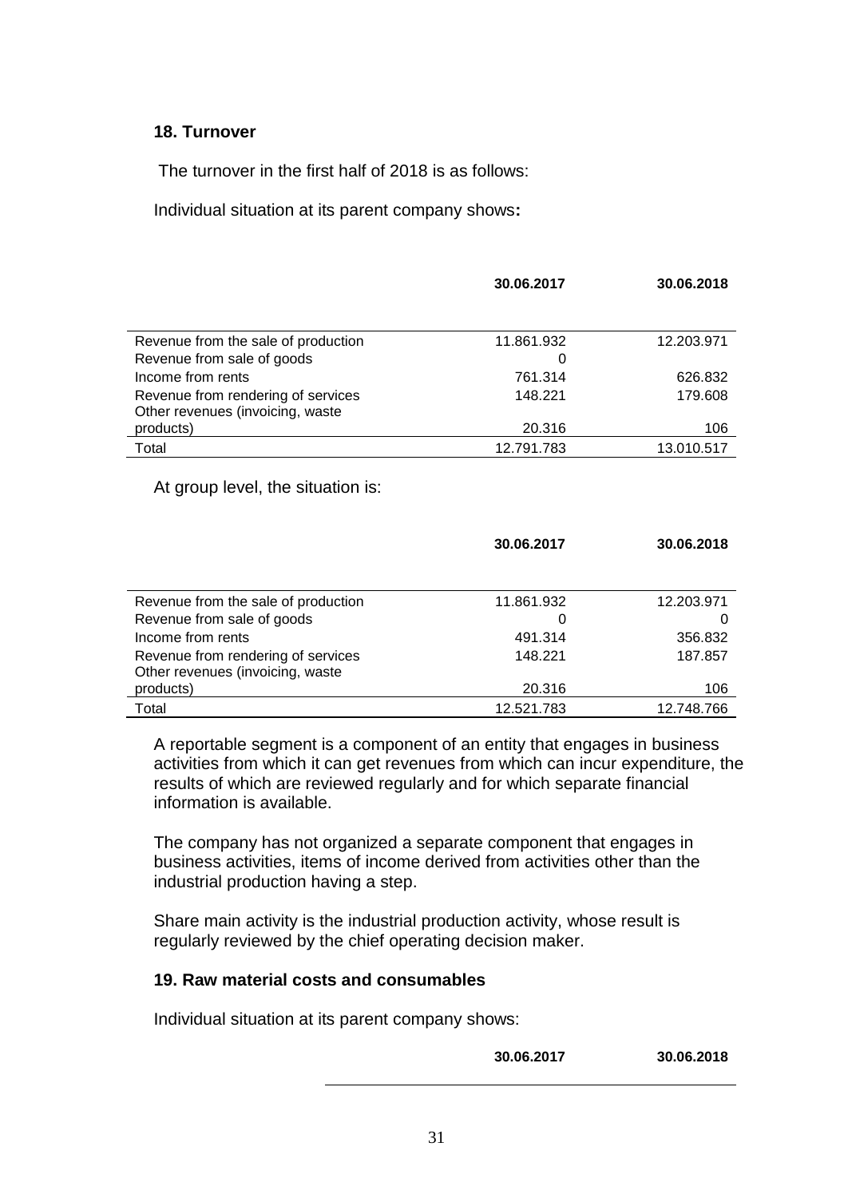## 18. Turnover

The turnover in the first half of 2018 is as follows:

Individual situation at its parent company shows**:**

| | 30.06.2017 | 30.06.2018 |
|---|---|---|
| Revenue from the sale of production | 11.861.932 | 12.203.971 |
| Revenue from sale of goods | 0 | |
| Income from rents | 761.314 | 626.832 |
| Revenue from rendering of services | 148.221 | 179.608 |
| Other revenues (invoicing, waste products) | 20.316 | 106 |
| Total | 12.791.783 | 13.010.517 |

At group level, the situation is:

| | 30.06.2017 | 30.06.2018 |
|---|---|---|
| Revenue from the sale of production | 11.861.932 | 12.203.971 |
| Revenue from sale of goods | 0 | 0 |
| Income from rents | 491.314 | 356.832 |
| Revenue from rendering of services | 148.221 | 187.857 |
| Other revenues (invoicing, waste products) | 20.316 | 106 |
| Total | 12.521.783 | 12.748.766 |

A reportable segment is a component of an entity that engages in business activities from which it can get revenues from which can incur expenditure, the results of which are reviewed regularly and for which separate financial information is available.

The company has not organized a separate component that engages in business activities, items of income derived from activities other than the industrial production having a step.

Share main activity is the industrial production activity, whose result is regularly reviewed by the chief operating decision maker.

## 19. Raw material costs and consumables

Individual situation at its parent company shows:

| | 30.06.2017 | 30.06.2018 |
|---|---|---|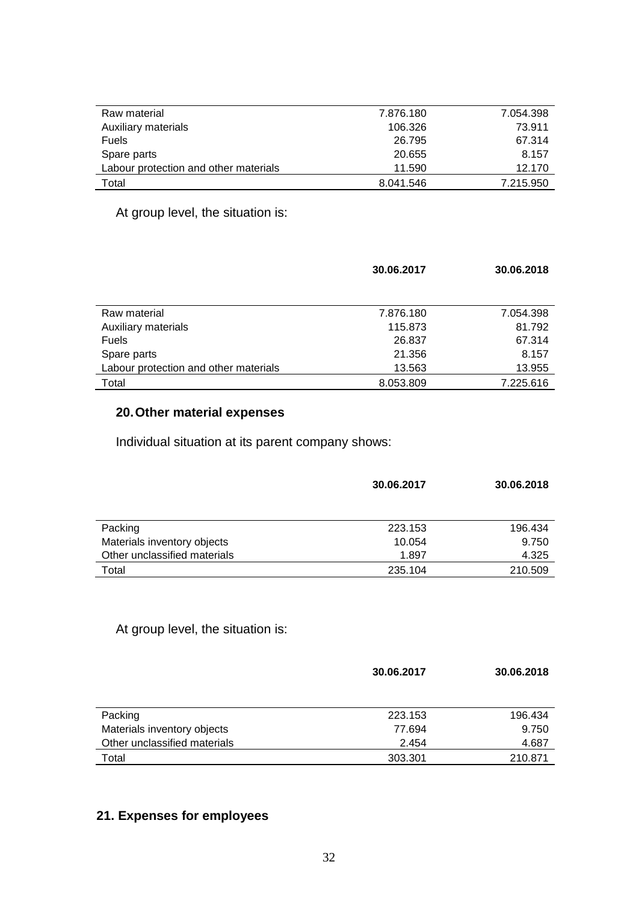| | | |
|---|---|---|
| Raw material | 7.876.180 | 7.054.398 |
| Auxiliary materials | 106.326 | 73.911 |
| Fuels | 26.795 | 67.314 |
| Spare parts | 20.655 | 8.157 |
| Labour protection and other materials | 11.590 | 12.170 |
| Total | 8.041.546 | 7.215.950 |

At group level, the situation is:

| | **30.06.2017** | **30.06.2018** |
|---|---|---|
| Raw material | 7.876.180 | 7.054.398 |
| Auxiliary materials | 115.873 | 81.792 |
| Fuels | 26.837 | 67.314 |
| Spare parts | 21.356 | 8.157 |
| Labour protection and other materials | 13.563 | 13.955 |
| Total | 8.053.809 | 7.225.616 |

## 20. Other material expenses

Individual situation at its parent company shows:

| | **30.06.2017** | **30.06.2018** |
|---|---|---|
| Packing | 223.153 | 196.434 |
| Materials inventory objects | 10.054 | 9.750 |
| Other unclassified materials | 1.897 | 4.325 |
| Total | 235.104 | 210.509 |

At group level, the situation is:

| | **30.06.2017** | **30.06.2018** |
|---|---|---|
| Packing | 223.153 | 196.434 |
| Materials inventory objects | 77.694 | 9.750 |
| Other unclassified materials | 2.454 | 4.687 |
| Total | 303.301 | 210.871 |

## 21. Expenses for employees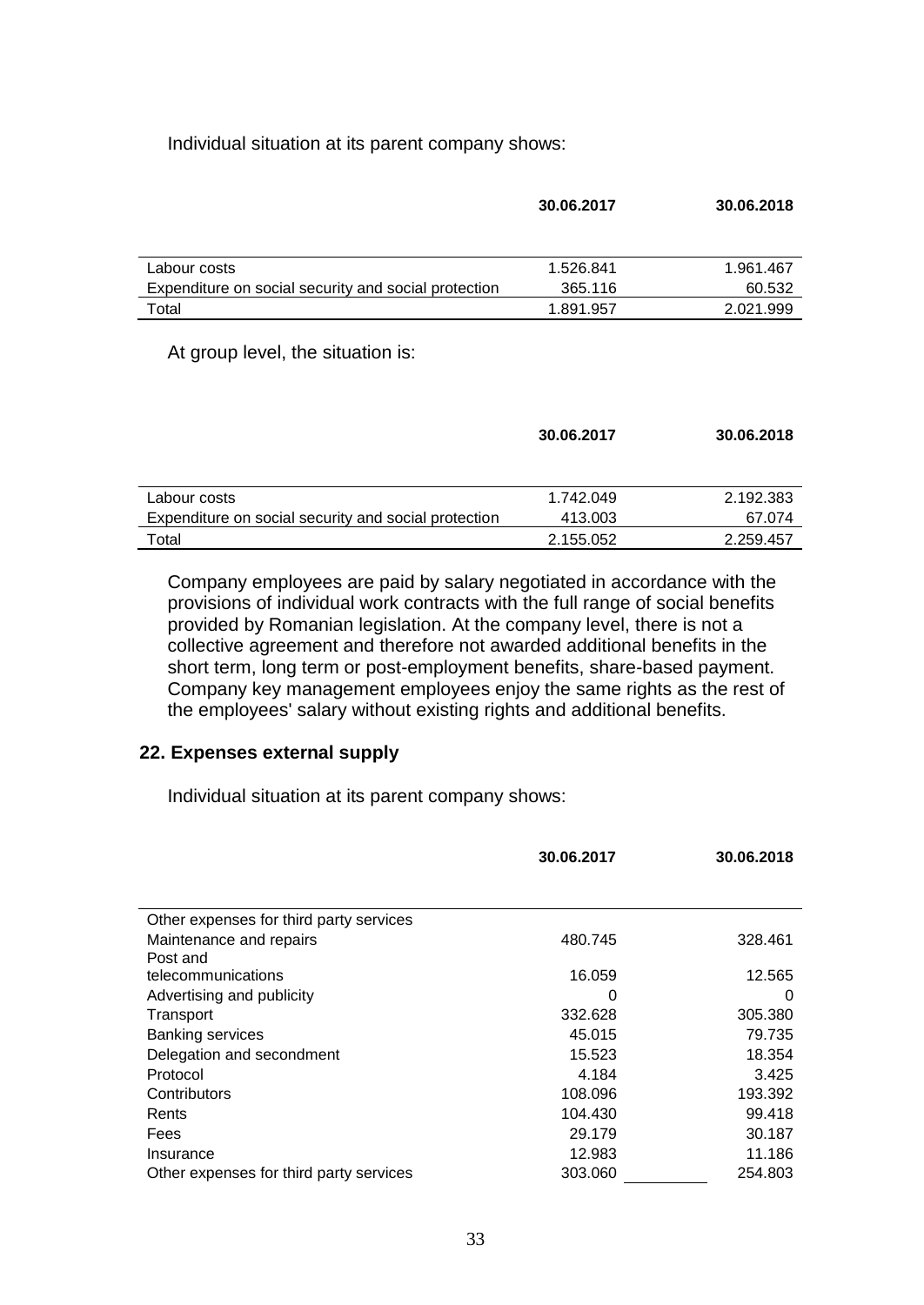Individual situation at its parent company shows:

| | 30.06.2017 | 30.06.2018 |
|---|---|---|
| Labour costs | 1.526.841 | 1.961.467 |
| Expenditure on social security and social protection | 365.116 | 60.532 |
| Total | 1.891.957 | 2.021.999 |

At group level, the situation is:

| | 30.06.2017 | 30.06.2018 |
|---|---|---|
| Labour costs | 1.742.049 | 2.192.383 |
| Expenditure on social security and social protection | 413.003 | 67.074 |
| Total | 2.155.052 | 2.259.457 |

Company employees are paid by salary negotiated in accordance with the provisions of individual work contracts with the full range of social benefits provided by Romanian legislation. At the company level, there is not a collective agreement and therefore not awarded additional benefits in the short term, long term or post-employment benefits, share-based payment. Company key management employees enjoy the same rights as the rest of the employees' salary without existing rights and additional benefits.

## 22. Expenses external supply

Individual situation at its parent company shows:

| | 30.06.2017 | 30.06.2018 |
|---|---|---|
| Other expenses for third party services | | |
| Maintenance and repairs | 480.745 | 328.461 |
| Post and telecommunications | 16.059 | 12.565 |
| Advertising and publicity | 0 | 0 |
| Transport | 332.628 | 305.380 |
| Banking services | 45.015 | 79.735 |
| Delegation and secondment | 15.523 | 18.354 |
| Protocol | 4.184 | 3.425 |
| Contributors | 108.096 | 193.392 |
| Rents | 104.430 | 99.418 |
| Fees | 29.179 | 30.187 |
| Insurance | 12.983 | 11.186 |
| Other expenses for third party services | 303.060 | 254.803 |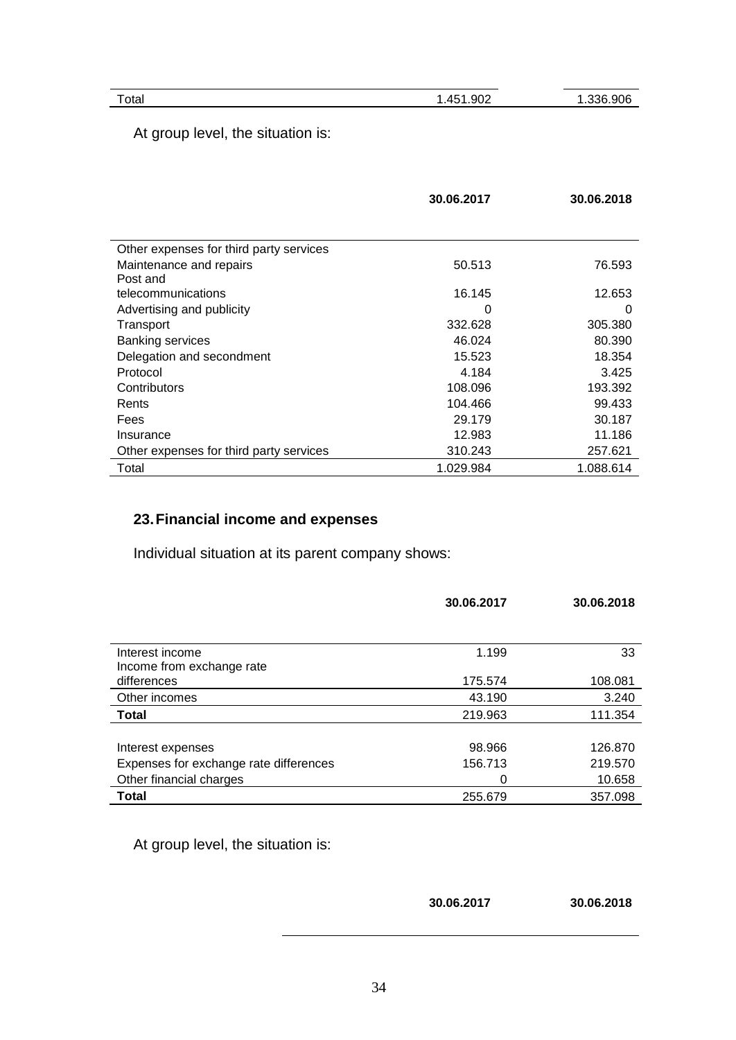| | | |
|---|---|---|
| Total | 1.451.902 | 1.336.906 |

At group level, the situation is:

| | 30.06.2017 | 30.06.2018 |
|---|---|---|
| Other expenses for third party services | | |
| Maintenance and repairs | 50.513 | 76.593 |
| Post and telecommunications | 16.145 | 12.653 |
| Advertising and publicity | 0 | 0 |
| Transport | 332.628 | 305.380 |
| Banking services | 46.024 | 80.390 |
| Delegation and secondment | 15.523 | 18.354 |
| Protocol | 4.184 | 3.425 |
| Contributors | 108.096 | 193.392 |
| Rents | 104.466 | 99.433 |
| Fees | 29.179 | 30.187 |
| Insurance | 12.983 | 11.186 |
| Other expenses for third party services | 310.243 | 257.621 |
| Total | 1.029.984 | 1.088.614 |

## 23. Financial income and expenses

Individual situation at its parent company shows:

| | 30.06.2017 | 30.06.2018 |
|---|---|---|
| Interest income | 1.199 | 33 |
| Income from exchange rate differences | 175.574 | 108.081 |
| Other incomes | 43.190 | 3.240 |
| **Total** | 219.963 | 111.354 |
| | | |
| Interest expenses | 98.966 | 126.870 |
| Expenses for exchange rate differences | 156.713 | 219.570 |
| Other financial charges | 0 | 10.658 |
| **Total** | 255.679 | 357.098 |

At group level, the situation is:

| | 30.06.2017 | 30.06.2018 |
|---|---|---|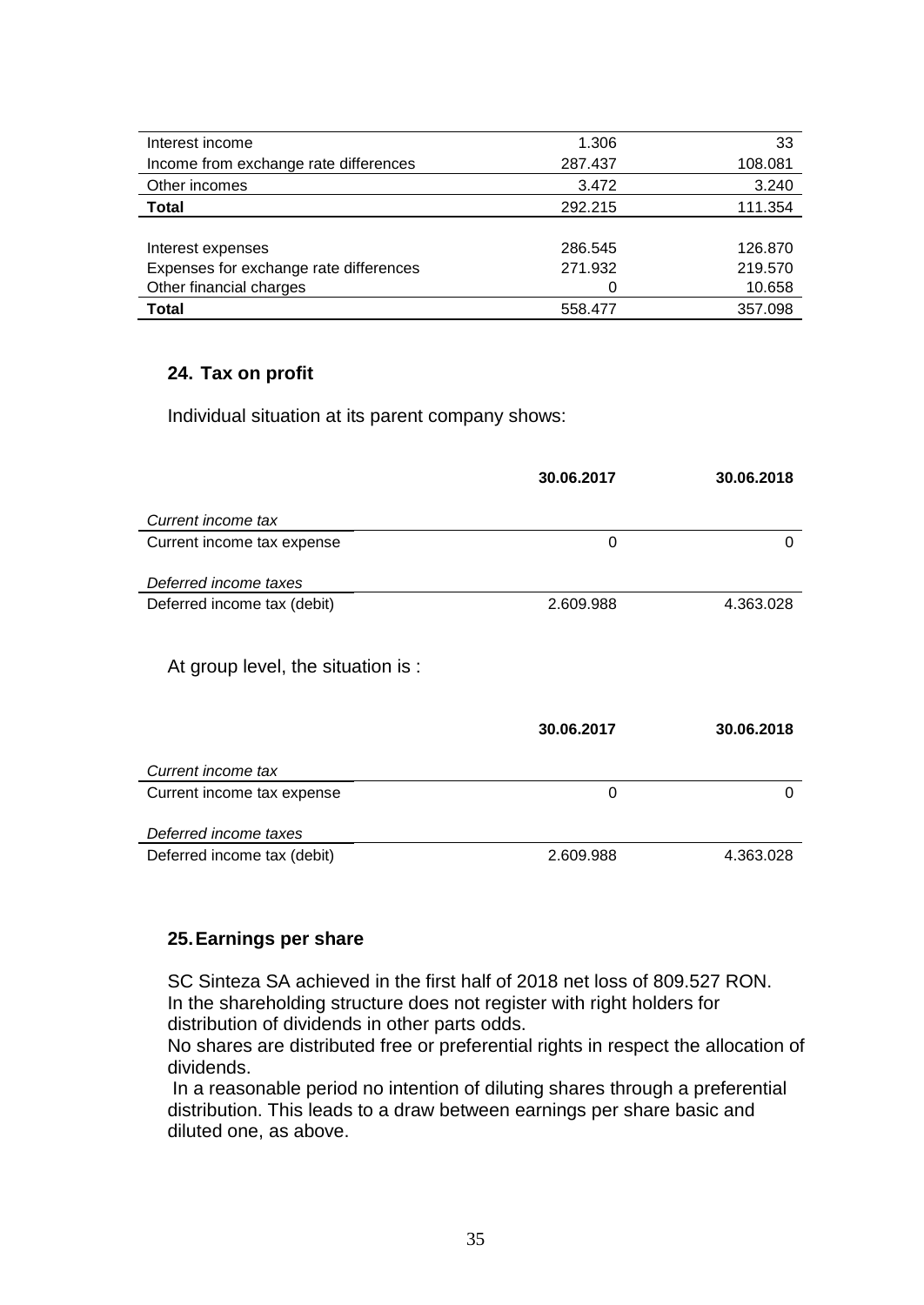| | | |
|---|---|---|
| Interest income | 1.306 | 33 |
| Income from exchange rate differences | 287.437 | 108.081 |
| Other incomes | 3.472 | 3.240 |
| **Total** | 292.215 | 111.354 |
| | | |
| Interest expenses | 286.545 | 126.870 |
| Expenses for exchange rate differences | 271.932 | 219.570 |
| Other financial charges | 0 | 10.658 |
| **Total** | 558.477 | 357.098 |

## 24. Tax on profit

Individual situation at its parent company shows:

| | **30.06.2017** | **30.06.2018** |
|---|---|---|
| *Current income tax* | | |
| Current income tax expense | 0 | 0 |
| *Deferred income taxes* | | |
| Deferred income tax (debit) | 2.609.988 | 4.363.028 |

At group level, the situation is :

| | **30.06.2017** | **30.06.2018** |
|---|---|---|
| *Current income tax* | | |
| Current income tax expense | 0 | 0 |
| *Deferred income taxes* | | |
| Deferred income tax (debit) | 2.609.988 | 4.363.028 |

## 25. Earnings per share

SC Sinteza SA achieved in the first half of 2018 net loss of 809.527 RON.
In the shareholding structure does not register with right holders for distribution of dividends in other parts odds.
No shares are distributed free or preferential rights in respect the allocation of dividends.
In a reasonable period no intention of diluting shares through a preferential distribution. This leads to a draw between earnings per share basic and diluted one, as above.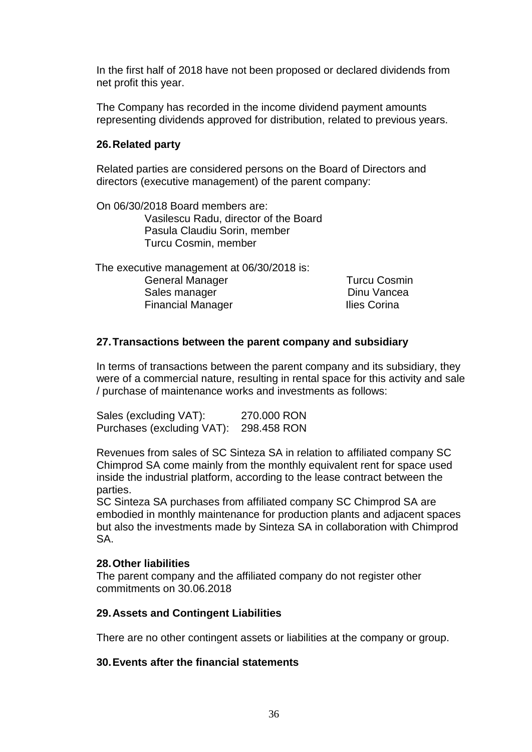In the first half of 2018 have not been proposed or declared dividends from net profit this year.

The Company has recorded in the income dividend payment amounts representing dividends approved for distribution, related to previous years.

## 26. Related party

Related parties are considered persons on the Board of Directors and directors (executive management) of the parent company:

On 06/30/2018 Board members are:

- Vasilescu Radu, director of the Board
- Pasula Claudiu Sorin, member
- Turcu Cosmin, member

The executive management at 06/30/2018 is:

| | |
|---|---|
| General Manager | Turcu Cosmin |
| Sales manager | Dinu Vancea |
| Financial Manager | Ilies Corina |

## 27. Transactions between the parent company and subsidiary

In terms of transactions between the parent company and its subsidiary, they were of a commercial nature, resulting in rental space for this activity and sale / purchase of maintenance works and investments as follows:

| | |
|---|---|
| Sales (excluding VAT): | 270.000 RON |
| Purchases (excluding VAT): | 298.458 RON |

Revenues from sales of SC Sinteza SA in relation to affiliated company SC Chimprod SA come mainly from the monthly equivalent rent for space used inside the industrial platform, according to the lease contract between the parties.

SC Sinteza SA purchases from affiliated company SC Chimprod SA are embodied in monthly maintenance for production plants and adjacent spaces but also the investments made by Sinteza SA in collaboration with Chimprod SA.

## 28. Other liabilities

The parent company and the affiliated company do not register other commitments on 30.06.2018

## 29. Assets and Contingent Liabilities

There are no other contingent assets or liabilities at the company or group.

## 30. Events after the financial statements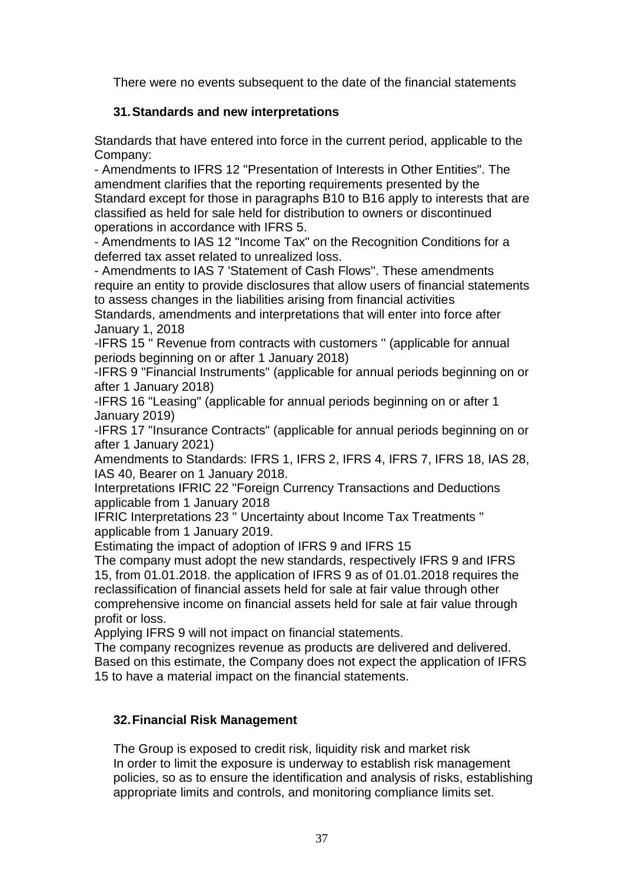There were no events subsequent to the date of the financial statements

## 31. Standards and new interpretations

Standards that have entered into force in the current period, applicable to the Company:

- Amendments to IFRS 12 "Presentation of Interests in Other Entities". The amendment clarifies that the reporting requirements presented by the Standard except for those in paragraphs B10 to B16 apply to interests that are classified as held for sale held for distribution to owners or discontinued operations in accordance with IFRS 5.
- Amendments to IAS 12 "Income Tax" on the Recognition Conditions for a deferred tax asset related to unrealized loss.
- Amendments to IAS 7 'Statement of Cash Flows''. These amendments require an entity to provide disclosures that allow users of financial statements to assess changes in the liabilities arising from financial activities

Standards, amendments and interpretations that will enter into force after January 1, 2018

-IFRS 15 " Revenue from contracts with customers '' (applicable for annual periods beginning on or after 1 January 2018)

-IFRS 9 "Financial Instruments" (applicable for annual periods beginning on or after 1 January 2018)

-IFRS 16 "Leasing" (applicable for annual periods beginning on or after 1 January 2019)

-IFRS 17 "Insurance Contracts" (applicable for annual periods beginning on or after 1 January 2021)

Amendments to Standards: IFRS 1, IFRS 2, IFRS 4, IFRS 7, IFRS 18, IAS 28, IAS 40, Bearer on 1 January 2018.

Interpretations IFRIC 22 "Foreign Currency Transactions and Deductions applicable from 1 January 2018

IFRIC Interpretations 23 " Uncertainty about Income Tax Treatments " applicable from 1 January 2019.

Estimating the impact of adoption of IFRS 9 and IFRS 15

The company must adopt the new standards, respectively IFRS 9 and IFRS 15, from 01.01.2018. the application of IFRS 9 as of 01.01.2018 requires the reclassification of financial assets held for sale at fair value through other comprehensive income on financial assets held for sale at fair value through profit or loss.

Applying IFRS 9 will not impact on financial statements.

The company recognizes revenue as products are delivered and delivered. Based on this estimate, the Company does not expect the application of IFRS 15 to have a material impact on the financial statements.

## 32. Financial Risk Management

The Group is exposed to credit risk, liquidity risk and market risk
In order to limit the exposure is underway to establish risk management policies, so as to ensure the identification and analysis of risks, establishing appropriate limits and controls, and monitoring compliance limits set.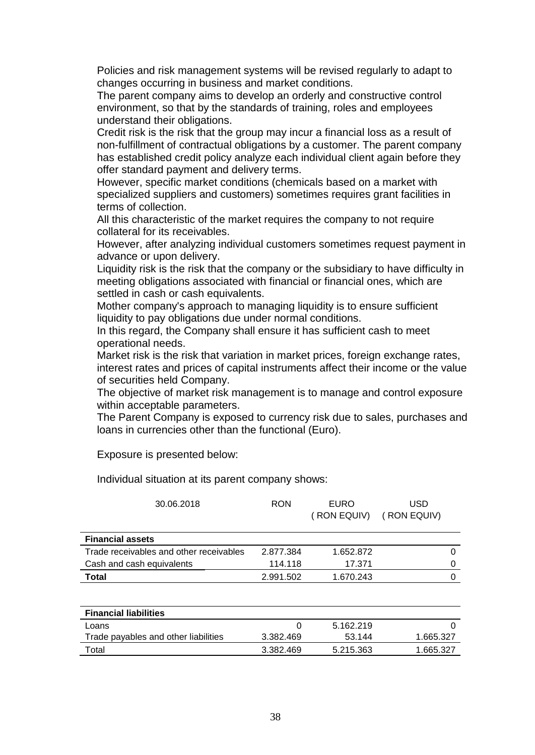Policies and risk management systems will be revised regularly to adapt to changes occurring in business and market conditions.
The parent company aims to develop an orderly and constructive control environment, so that by the standards of training, roles and employees understand their obligations.
Credit risk is the risk that the group may incur a financial loss as a result of non-fulfillment of contractual obligations by a customer. The parent company has established credit policy analyze each individual client again before they offer standard payment and delivery terms.
However, specific market conditions (chemicals based on a market with specialized suppliers and customers) sometimes requires grant facilities in terms of collection.
All this characteristic of the market requires the company to not require collateral for its receivables.
However, after analyzing individual customers sometimes request payment in advance or upon delivery.
Liquidity risk is the risk that the company or the subsidiary to have difficulty in meeting obligations associated with financial or financial ones, which are settled in cash or cash equivalents.
Mother company's approach to managing liquidity is to ensure sufficient liquidity to pay obligations due under normal conditions.
In this regard, the Company shall ensure it has sufficient cash to meet operational needs.
Market risk is the risk that variation in market prices, foreign exchange rates, interest rates and prices of capital instruments affect their income or the value of securities held Company.
The objective of market risk management is to manage and control exposure within acceptable parameters.
The Parent Company is exposed to currency risk due to sales, purchases and loans in currencies other than the functional (Euro).

Exposure is presented below:

Individual situation at its parent company shows:

| 30.06.2018 | RON | EURO ( RON EQUIV) | USD ( RON EQUIV) |
|---|---|---|---|
| **Financial assets** | | | |
| Trade receivables and other receivables | 2.877.384 | 1.652.872 | 0 |
| Cash and cash equivalents | 114.118 | 17.371 | 0 |
| **Total** | 2.991.502 | 1.670.243 | 0 |
| **Financial liabilities** | | | |
| Loans | 0 | 5.162.219 | 0 |
| Trade payables and other liabilities | 3.382.469 | 53.144 | 1.665.327 |
| Total | 3.382.469 | 5.215.363 | 1.665.327 |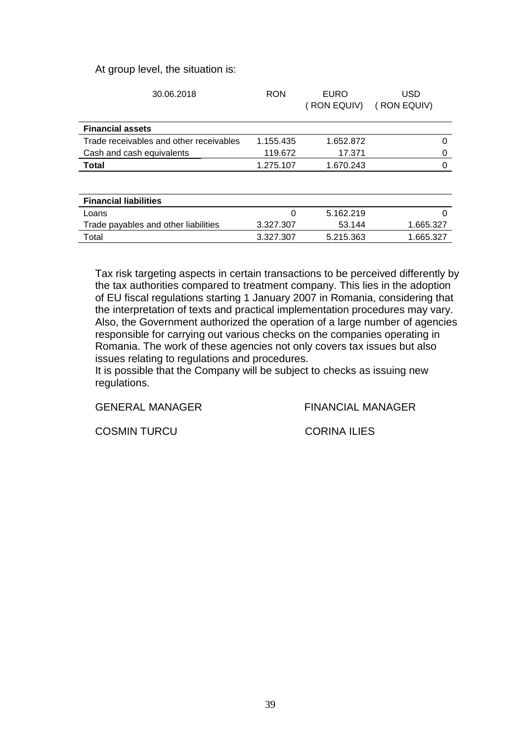At group level, the situation is:

| 30.06.2018 | RON | EURO ( RON EQUIV) | USD ( RON EQUIV) |
|---|---|---|---|
| **Financial assets** | | | |
| Trade receivables and other receivables | 1.155.435 | 1.652.872 | 0 |
| Cash and cash equivalents | 119.672 | 17.371 | 0 |
| **Total** | 1.275.107 | 1.670.243 | 0 |

| | | | |
|---|---|---|---|
| **Financial liabilities** | | | |
| Loans | 0 | 5.162.219 | 0 |
| Trade payables and other liabilities | 3.327.307 | 53.144 | 1.665.327 |
| Total | 3.327.307 | 5.215.363 | 1.665.327 |

Tax risk targeting aspects in certain transactions to be perceived differently by the tax authorities compared to treatment company. This lies in the adoption of EU fiscal regulations starting 1 January 2007 in Romania, considering that the interpretation of texts and practical implementation procedures may vary. Also, the Government authorized the operation of a large number of agencies responsible for carrying out various checks on the companies operating in Romania. The work of these agencies not only covers tax issues but also issues relating to regulations and procedures.
It is possible that the Company will be subject to checks as issuing new regulations.

GENERAL MANAGER — FINANCIAL MANAGER

COSMIN TURCU — CORINA ILIES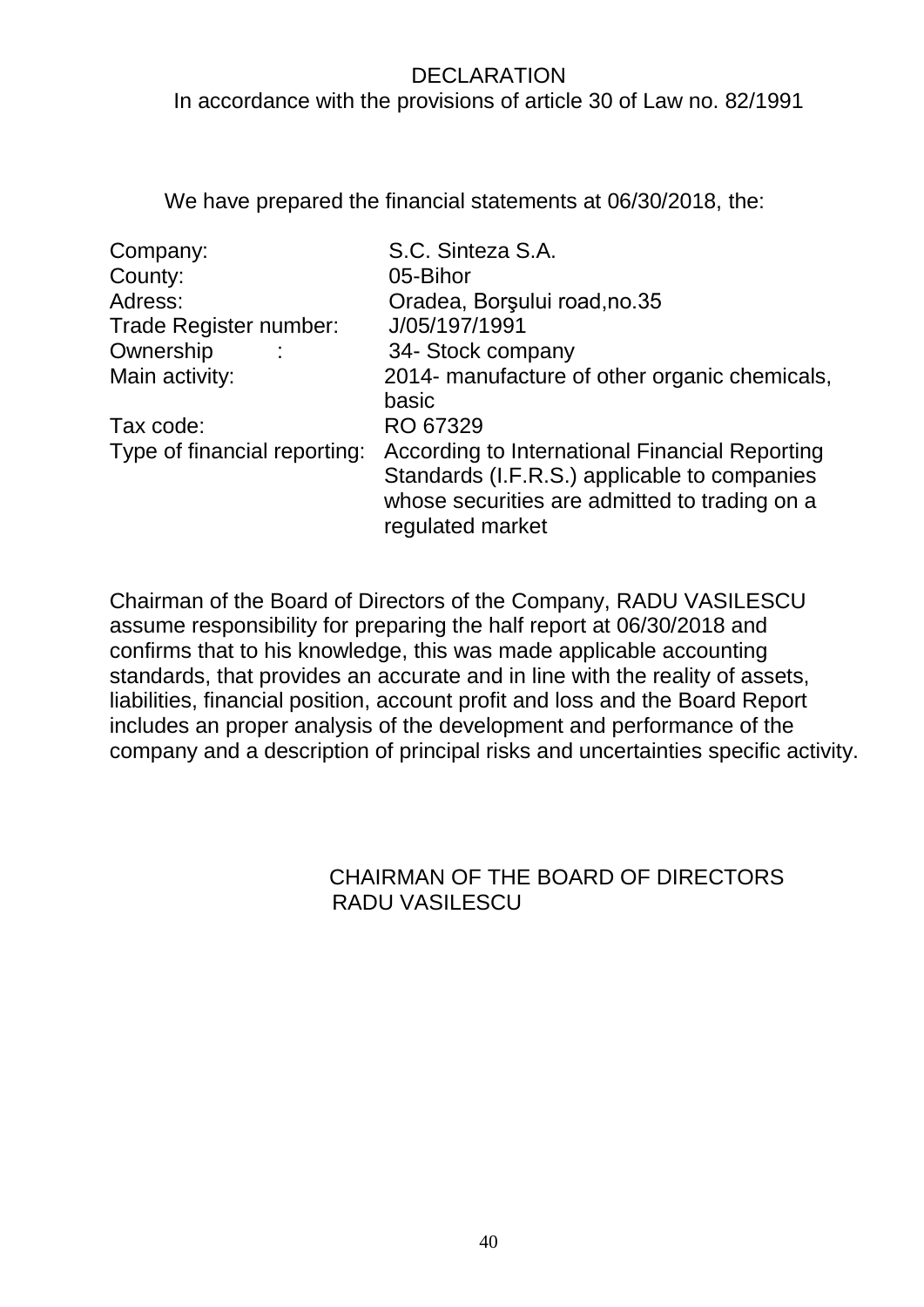# DECLARATION

In accordance with the provisions of article 30 of Law no. 82/1991

We have prepared the financial statements at 06/30/2018, the:

| | |
|---|---|
| Company: | S.C. Sinteza S.A. |
| County: | 05-Bihor |
| Adress: | Oradea, Borşului road,no.35 |
| Trade Register number: | J/05/197/1991 |
| Ownership : | 34- Stock company |
| Main activity: | 2014- manufacture of other organic chemicals, basic |
| Tax code: | RO 67329 |
| Type of financial reporting: | According to International Financial Reporting Standards (I.F.R.S.) applicable to companies whose securities are admitted to trading on a regulated market |

Chairman of the Board of Directors of the Company, RADU VASILESCU assume responsibility for preparing the half report at 06/30/2018 and confirms that to his knowledge, this was made applicable accounting standards, that provides an accurate and in line with the reality of assets, liabilities, financial position, account profit and loss and the Board Report includes an proper analysis of the development and performance of the company and a description of principal risks and uncertainties specific activity.

CHAIRMAN OF THE BOARD OF DIRECTORS
RADU VASILESCU